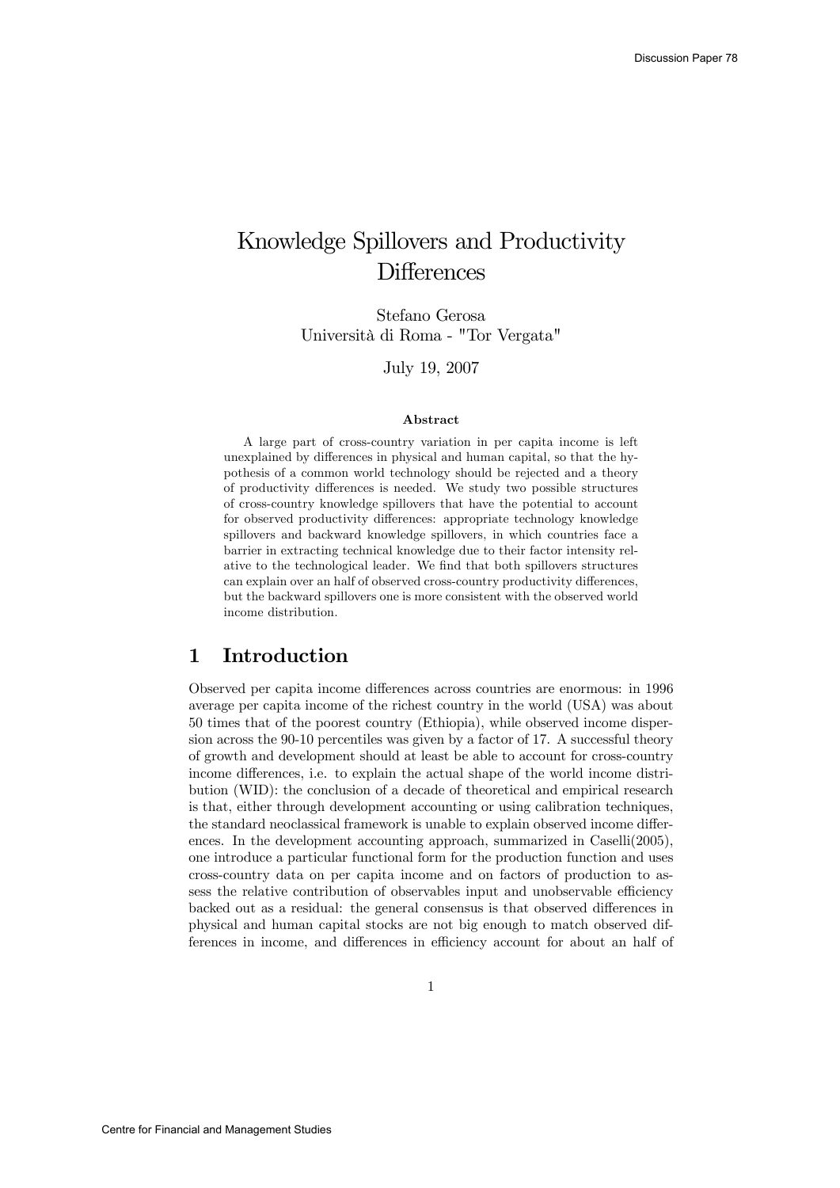# Knowledge Spillovers and Productivity Differences

Stefano Gerosa
Università di Roma - "Tor Vergata"

July 19, 2007

**Abstract**

A large part of cross-country variation in per capita income is left unexplained by differences in physical and human capital, so that the hypothesis of a common world technology should be rejected and a theory of productivity differences is needed. We study two possible structures of cross-country knowledge spillovers that have the potential to account for observed productivity differences: appropriate technology knowledge spillovers and backward knowledge spillovers, in which countries face a barrier in extracting technical knowledge due to their factor intensity relative to the technological leader. We find that both spillovers structures can explain over an half of observed cross-country productivity differences, but the backward spillovers one is more consistent with the observed world income distribution.

## 1 Introduction

Observed per capita income differences across countries are enormous: in 1996 average per capita income of the richest country in the world (USA) was about 50 times that of the poorest country (Ethiopia), while observed income dispersion across the 90-10 percentiles was given by a factor of 17. A successful theory of growth and development should at least be able to account for cross-country income differences, i.e. to explain the actual shape of the world income distribution (WID): the conclusion of a decade of theoretical and empirical research is that, either through development accounting or using calibration techniques, the standard neoclassical framework is unable to explain observed income differences. In the development accounting approach, summarized in Caselli(2005), one introduce a particular functional form for the production function and uses cross-country data on per capita income and on factors of production to assess the relative contribution of observables input and unobservable efficiency backed out as a residual: the general consensus is that observed differences in physical and human capital stocks are not big enough to match observed differences in income, and differences in efficiency account for about an half of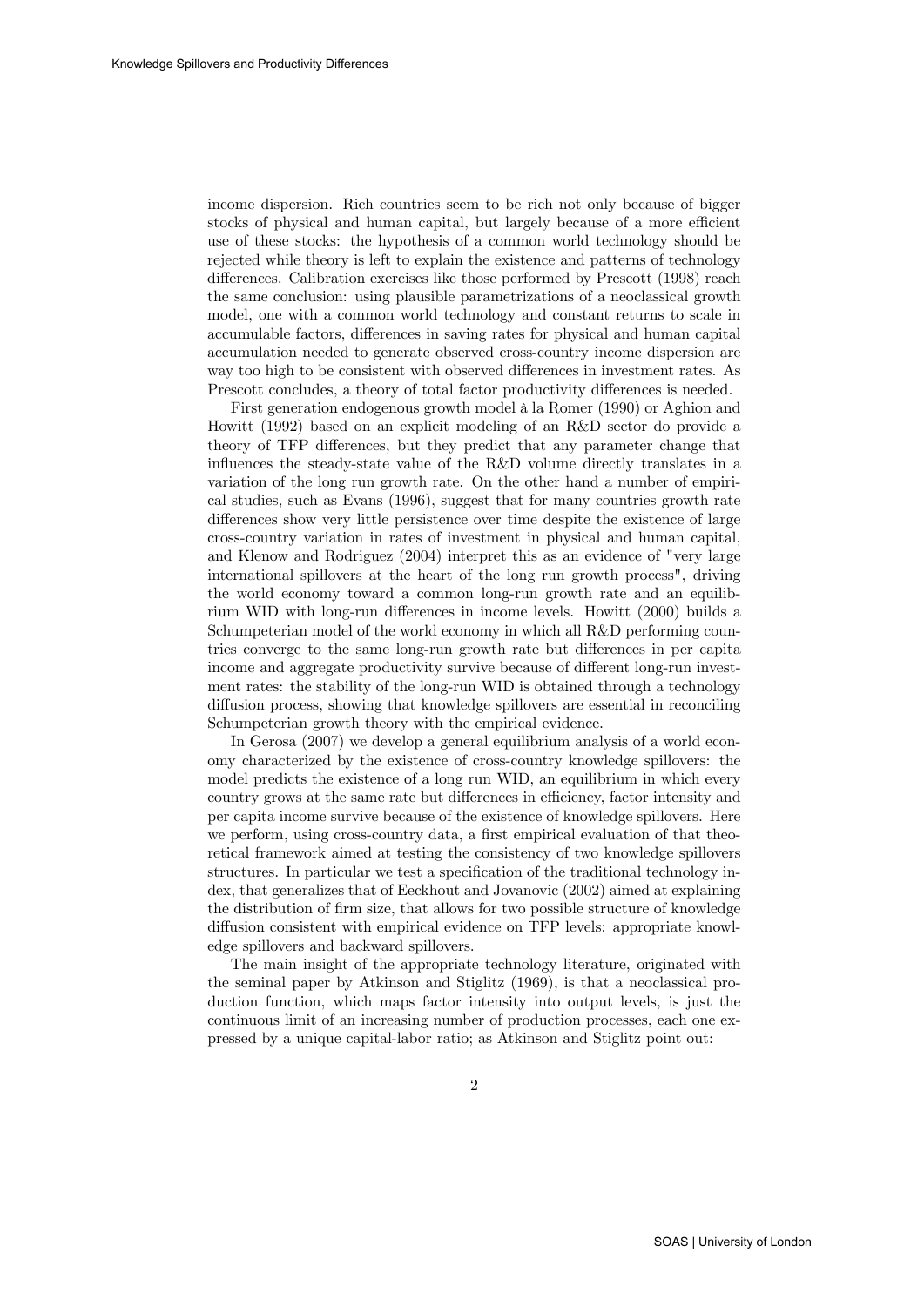income dispersion. Rich countries seem to be rich not only because of bigger stocks of physical and human capital, but largely because of a more efficient use of these stocks: the hypothesis of a common world technology should be rejected while theory is left to explain the existence and patterns of technology differences. Calibration exercises like those performed by Prescott (1998) reach the same conclusion: using plausible parametrizations of a neoclassical growth model, one with a common world technology and constant returns to scale in accumulable factors, differences in saving rates for physical and human capital accumulation needed to generate observed cross-country income dispersion are way too high to be consistent with observed differences in investment rates. As Prescott concludes, a theory of total factor productivity differences is needed.

First generation endogenous growth model à la Romer (1990) or Aghion and Howitt (1992) based on an explicit modeling of an R&D sector do provide a theory of TFP differences, but they predict that any parameter change that influences the steady-state value of the R&D volume directly translates in a variation of the long run growth rate. On the other hand a number of empirical studies, such as Evans (1996), suggest that for many countries growth rate differences show very little persistence over time despite the existence of large cross-country variation in rates of investment in physical and human capital, and Klenow and Rodriguez (2004) interpret this as an evidence of "very large international spillovers at the heart of the long run growth process", driving the world economy toward a common long-run growth rate and an equilibrium WID with long-run differences in income levels. Howitt (2000) builds a Schumpeterian model of the world economy in which all R&D performing countries converge to the same long-run growth rate but differences in per capita income and aggregate productivity survive because of different long-run investment rates: the stability of the long-run WID is obtained through a technology diffusion process, showing that knowledge spillovers are essential in reconciling Schumpeterian growth theory with the empirical evidence.

In Gerosa (2007) we develop a general equilibrium analysis of a world economy characterized by the existence of cross-country knowledge spillovers: the model predicts the existence of a long run WID, an equilibrium in which every country grows at the same rate but differences in efficiency, factor intensity and per capita income survive because of the existence of knowledge spillovers. Here we perform, using cross-country data, a first empirical evaluation of that theoretical framework aimed at testing the consistency of two knowledge spillovers structures. In particular we test a specification of the traditional technology index, that generalizes that of Eeckhout and Jovanovic (2002) aimed at explaining the distribution of firm size, that allows for two possible structure of knowledge diffusion consistent with empirical evidence on TFP levels: appropriate knowledge spillovers and backward spillovers.

The main insight of the appropriate technology literature, originated with the seminal paper by Atkinson and Stiglitz (1969), is that a neoclassical production function, which maps factor intensity into output levels, is just the continuous limit of an increasing number of production processes, each one expressed by a unique capital-labor ratio; as Atkinson and Stiglitz point out: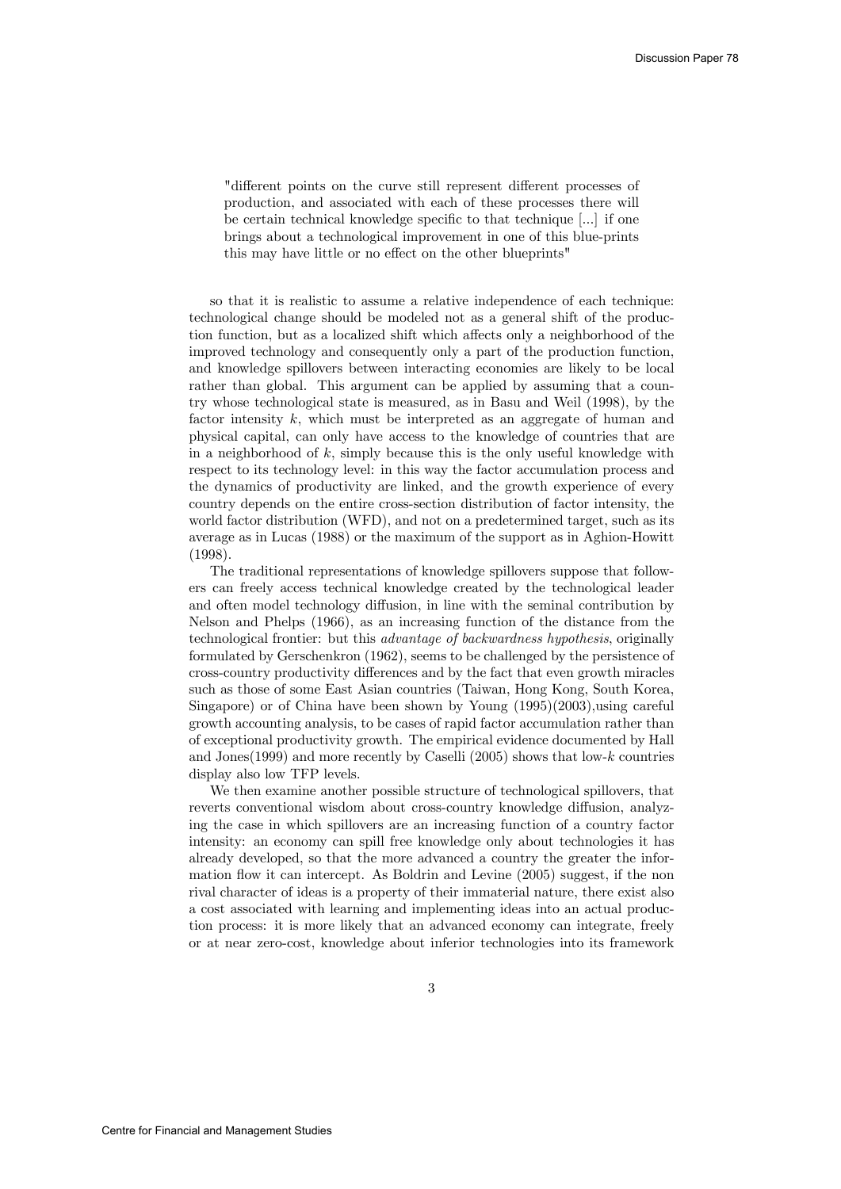> "different points on the curve still represent different processes of production, and associated with each of these processes there will be certain technical knowledge specific to that technique [...] if one brings about a technological improvement in one of this blue-prints this may have little or no effect on the other blueprints"

so that it is realistic to assume a relative independence of each technique: technological change should be modeled not as a general shift of the production function, but as a localized shift which affects only a neighborhood of the improved technology and consequently only a part of the production function, and knowledge spillovers between interacting economies are likely to be local rather than global. This argument can be applied by assuming that a country whose technological state is measured, as in Basu and Weil (1998), by the factor intensity $k$, which must be interpreted as an aggregate of human and physical capital, can only have access to the knowledge of countries that are in a neighborhood of $k$, simply because this is the only useful knowledge with respect to its technology level: in this way the factor accumulation process and the dynamics of productivity are linked, and the growth experience of every country depends on the entire cross-section distribution of factor intensity, the world factor distribution (WFD), and not on a predetermined target, such as its average as in Lucas (1988) or the maximum of the support as in Aghion-Howitt (1998).

The traditional representations of knowledge spillovers suppose that followers can freely access technical knowledge created by the technological leader and often model technology diffusion, in line with the seminal contribution by Nelson and Phelps (1966), as an increasing function of the distance from the technological frontier: but this *advantage of backwardness hypothesis*, originally formulated by Gerschenkron (1962), seems to be challenged by the persistence of cross-country productivity differences and by the fact that even growth miracles such as those of some East Asian countries (Taiwan, Hong Kong, South Korea, Singapore) or of China have been shown by Young (1995)(2003),using careful growth accounting analysis, to be cases of rapid factor accumulation rather than of exceptional productivity growth. The empirical evidence documented by Hall and Jones(1999) and more recently by Caselli (2005) shows that low-$k$ countries display also low TFP levels.

We then examine another possible structure of technological spillovers, that reverts conventional wisdom about cross-country knowledge diffusion, analyzing the case in which spillovers are an increasing function of a country factor intensity: an economy can spill free knowledge only about technologies it has already developed, so that the more advanced a country the greater the information flow it can intercept. As Boldrin and Levine (2005) suggest, if the non rival character of ideas is a property of their immaterial nature, there exist also a cost associated with learning and implementing ideas into an actual production process: it is more likely that an advanced economy can integrate, freely or at near zero-cost, knowledge about inferior technologies into its framework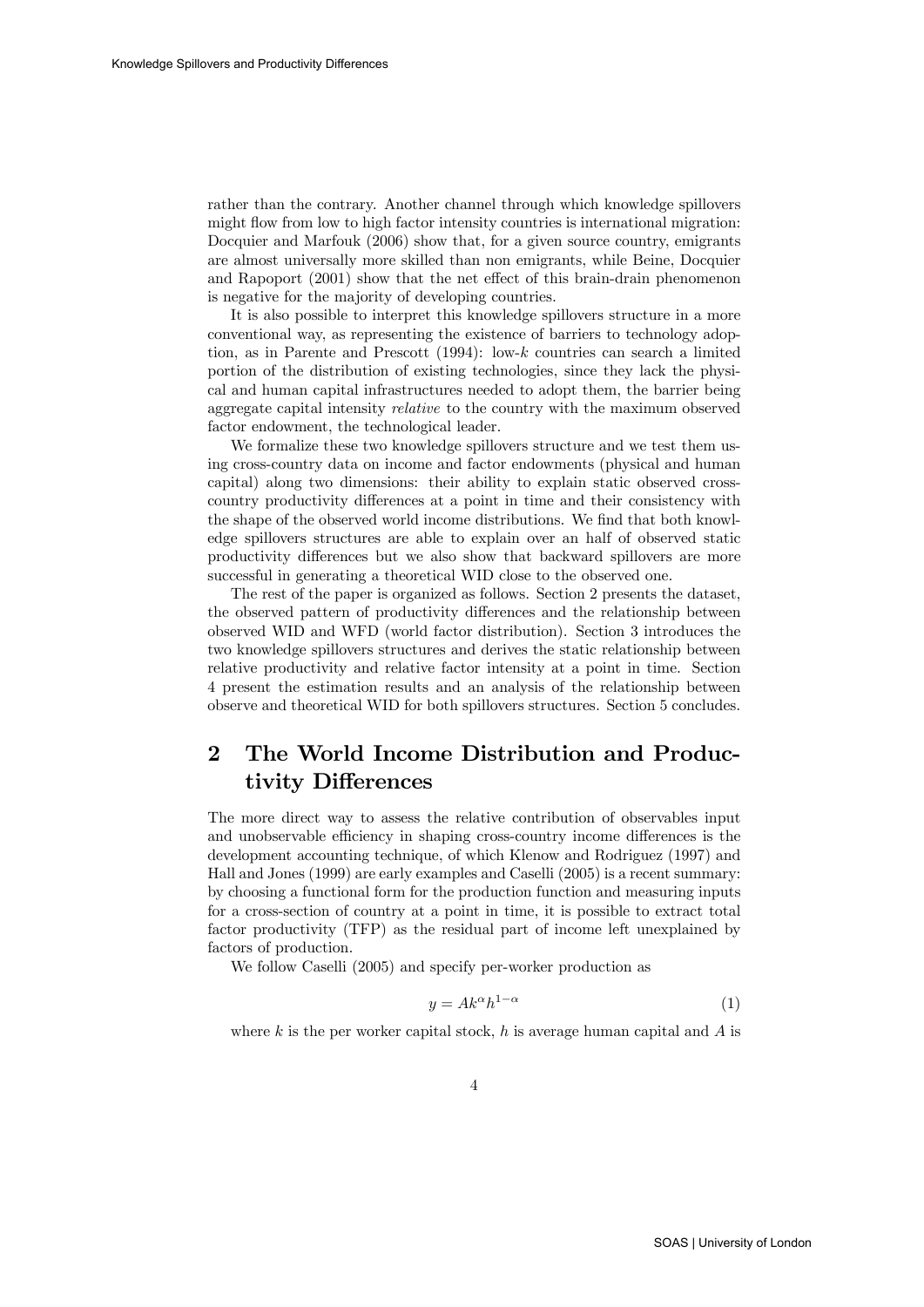rather than the contrary. Another channel through which knowledge spillovers might flow from low to high factor intensity countries is international migration: Docquier and Marfouk (2006) show that, for a given source country, emigrants are almost universally more skilled than non emigrants, while Beine, Docquier and Rapoport (2001) show that the net effect of this brain-drain phenomenon is negative for the majority of developing countries.

It is also possible to interpret this knowledge spillovers structure in a more conventional way, as representing the existence of barriers to technology adoption, as in Parente and Prescott (1994): low-$k$ countries can search a limited portion of the distribution of existing technologies, since they lack the physical and human capital infrastructures needed to adopt them, the barrier being aggregate capital intensity *relative* to the country with the maximum observed factor endowment, the technological leader.

We formalize these two knowledge spillovers structure and we test them using cross-country data on income and factor endowments (physical and human capital) along two dimensions: their ability to explain static observed cross-country productivity differences at a point in time and their consistency with the shape of the observed world income distributions. We find that both knowledge spillovers structures are able to explain over an half of observed static productivity differences but we also show that backward spillovers are more successful in generating a theoretical WID close to the observed one.

The rest of the paper is organized as follows. Section 2 presents the dataset, the observed pattern of productivity differences and the relationship between observed WID and WFD (world factor distribution). Section 3 introduces the two knowledge spillovers structures and derives the static relationship between relative productivity and relative factor intensity at a point in time. Section 4 present the estimation results and an analysis of the relationship between observe and theoretical WID for both spillovers structures. Section 5 concludes.

## 2 The World Income Distribution and Productivity Differences

The more direct way to assess the relative contribution of observables input and unobservable efficiency in shaping cross-countries income differences is the development accounting technique, of which Klenow and Rodriguez (1997) and Hall and Jones (1999) are early examples and Caselli (2005) is a recent summary: by choosing a functional form for the production function and measuring inputs for a cross-section of country at a point in time, it is possible to extract total factor productivity (TFP) as the residual part of income left unexplained by factors of production.

We follow Caselli (2005) and specify per-worker production as

$$y = Ak^{\alpha}h^{1-\alpha} \tag{1}$$

where $k$ is the per worker capital stock, $h$ is average human capital and $A$ is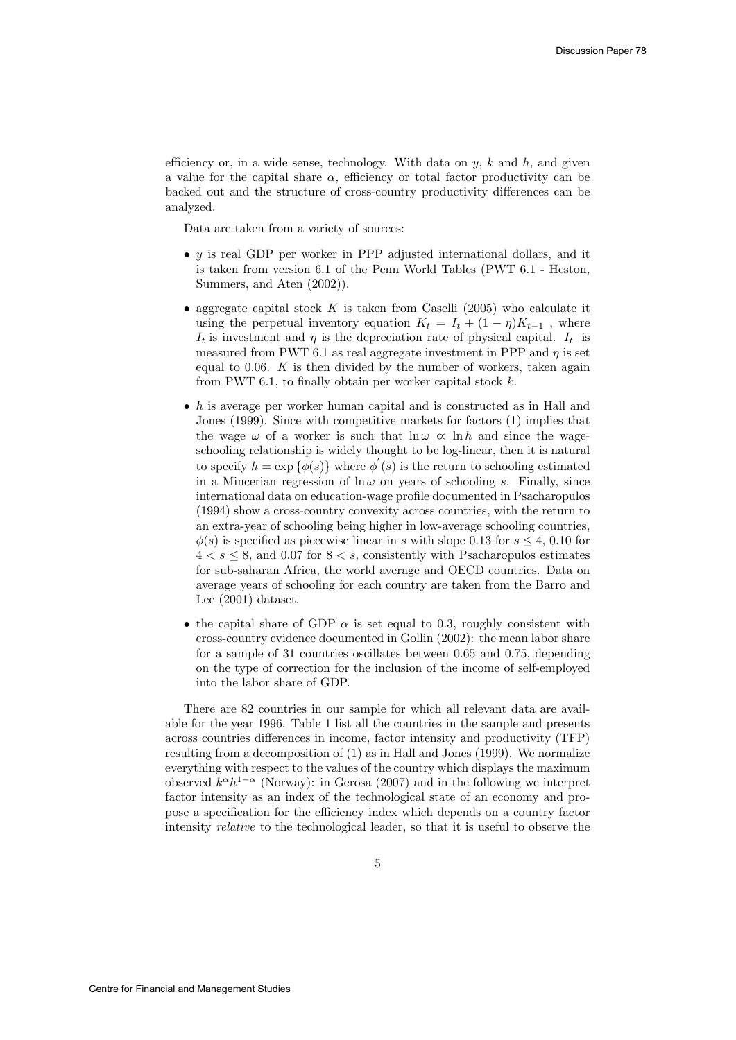efficiency or, in a wide sense, technology. With data on $y$, $k$ and $h$, and given a value for the capital share $\alpha$, efficiency or total factor productivity can be backed out and the structure of cross-country productivity differences can be analyzed.

Data are taken from a variety of sources:

- $y$ is real GDP per worker in PPP adjusted international dollars, and it is taken from version 6.1 of the Penn World Tables (PWT 6.1 - Heston, Summers, and Aten (2002)).
- aggregate capital stock $K$ is taken from Caselli (2005) who calculate it using the perpetual inventory equation $K_t = I_t + (1 - \eta)K_{t-1}$ , where $I_t$ is investment and $\eta$ is the depreciation rate of physical capital. $I_t$ is measured from PWT 6.1 as real aggregate investment in PPP and $\eta$ is set equal to 0.06. $K$ is then divided by the number of workers, taken again from PWT 6.1, to finally obtain per worker capital stock $k$.
- $h$ is average per worker human capital and is constructed as in Hall and Jones (1999). Since with competitive markets for factors (1) implies that the wage $\omega$ of a worker is such that $\ln \omega \propto \ln h$ and since the wage-schooling relationship is widely thought to be log-linear, then it is natural to specify $h = \exp\{\phi(s)\}$ where $\phi^{'}(s)$ is the return to schooling estimated in a Mincerian regression of $\ln \omega$ on years of schooling $s$. Finally, since international data on education-wage profile documented in Psacharopulos (1994) show a cross-country convexity across countries, with the return to an extra-year of schooling being higher in low-average schooling countries, $\phi(s)$ is specified as piecewise linear in $s$ with slope 0.13 for $s \leq 4$, 0.10 for $4 < s \leq 8$, and 0.07 for $8 < s$, consistently with Psacharopulos estimates for sub-saharan Africa, the world average and OECD countries. Data on average years of schooling for each country are taken from the Barro and Lee (2001) dataset.
- the capital share of GDP $\alpha$ is set equal to 0.3, roughly consistent with cross-country evidence documented in Gollin (2002): the mean labor share for a sample of 31 countries oscillates between 0.65 and 0.75, depending on the type of correction for the inclusion of the income of self-employed into the labor share of GDP.

There are 82 countries in our sample for which all relevant data are available for the year 1996. Table 1 list all the countries in the sample and presents across countries differences in income, factor intensity and productivity (TFP) resulting from a decomposition of (1) as in Hall and Jones (1999). We normalize everything with respect to the values of the country which displays the maximum observed $k^{\alpha}h^{1-\alpha}$ (Norway): in Gerosa (2007) and in the following we interpret factor intensity as an index of the technological state of an economy and propose a specification for the efficiency index which depends on a country factor intensity *relative* to the technological leader, so that it is useful to observe the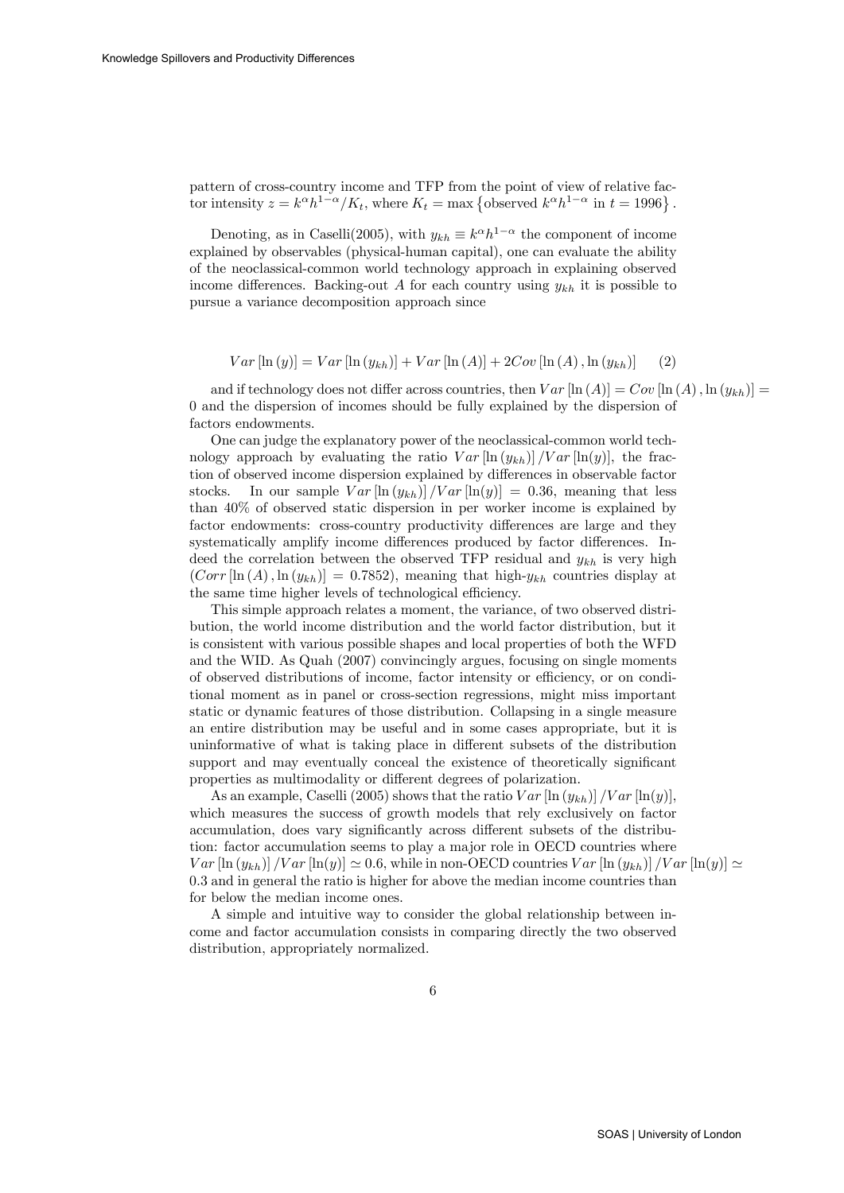pattern of cross-country income and TFP from the point of view of relative factor intensity $z = k^{\alpha}h^{1-\alpha}/K_t$, where $K_t = \max\left\{\text{observed } k^{\alpha}h^{1-\alpha} \text{ in } t = 1996\right\}$.

Denoting, as in Caselli(2005), with $y_{kh} \equiv k^{\alpha}h^{1-\alpha}$ the component of income explained by observables (physical-human capital), one can evaluate the ability of the neoclassical-common world technology approach in explaining observed income differences. Backing-out $A$ for each country using $y_{kh}$ it is possible to pursue a variance decomposition approach since

$$Var\left[\ln(y)\right] = Var\left[\ln(y_{kh})\right] + Var\left[\ln(A)\right] + 2Cov\left[\ln(A), \ln(y_{kh})\right] \qquad (2)$$

and if technology does not differ across countries, then $Var\left[\ln(A)\right] = Cov\left[\ln(A), \ln(y_{kh})\right] = 0$ and the dispersion of incomes should be fully explained by the dispersion of factors endowments.

One can judge the explanatory power of the neoclassical-common world technology approach by evaluating the ratio $Var\left[\ln(y_{kh})\right]/Var\left[\ln(y)\right]$, the fraction of observed income dispersion explained by differences in observable factor stocks. In our sample $Var\left[\ln(y_{kh})\right]/Var\left[\ln(y)\right] = 0.36$, meaning that less than 40% of observed static dispersion in per worker income is explained by factor endowments: cross-country productivity differences are large and they systematically amplify income differences produced by factor differences. Indeed the correlation between the observed TFP residual and $y_{kh}$ is very high ($Corr\left[\ln(A), \ln(y_{kh})\right] = 0.7852$), meaning that high-$y_{kh}$ countries display at the same time higher levels of technological efficiency.

This simple approach relates a moment, the variance, of two observed distribution, the world income distribution and the world factor distribution, but it is consistent with various possible shapes and local properties of both the WFD and the WID. As Quah (2007) convincingly argues, focusing on single moments of observed distributions of income, factor intensity or efficiency, or on conditional moment as in panel or cross-section regressions, might miss important static or dynamic features of those distribution. Collapsing in a single measure an entire distribution may be useful and in some cases appropriate, but it is uninformative of what is taking place in different subsets of the distribution support and may eventually conceal the existence of theoretically significant properties as multimodality or different degrees of polarization.

As an example, Caselli (2005) shows that the ratio $Var\left[\ln(y_{kh})\right]/Var\left[\ln(y)\right]$, which measures the success of growth models that rely exclusively on factor accumulation, does vary significantly across different subsets of the distribution: factor accumulation seems to play a major role in OECD countries where $Var\left[\ln(y_{kh})\right]/Var\left[\ln(y)\right] \simeq 0.6$, while in non-OECD countries $Var\left[\ln(y_{kh})\right]/Var\left[\ln(y)\right] \simeq 0.3$ and in general the ratio is higher for above the median income countries than for below the median income ones.

A simple and intuitive way to consider the global relationship between income and factor accumulation consists in comparing directly the two observed distribution, appropriately normalized.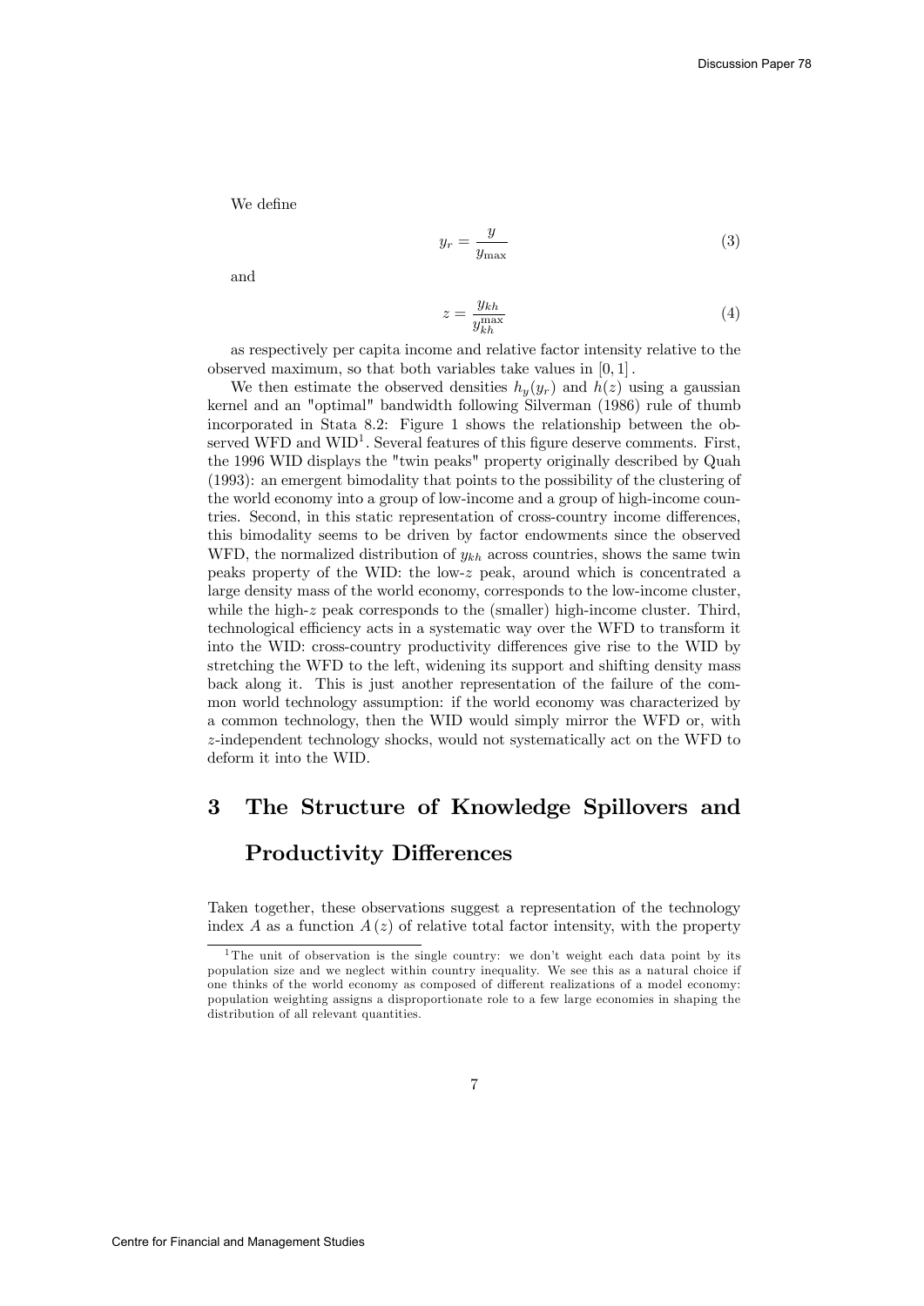We define

$$y_r = \frac{y}{y_{\max}} \tag{3}$$

and

$$z = \frac{y_{kh}}{y_{kh}^{\max}} \tag{4}$$

as respectively per capita income and relative factor intensity relative to the observed maximum, so that both variables take values in $[0,1]$.

We then estimate the observed densities $h_y(y_r)$ and $h(z)$ using a gaussian kernel and an "optimal" bandwidth following Silverman (1986) rule of thumb incorporated in Stata 8.2: Figure 1 shows the relationship between the observed WFD and WID[1]. Several features of this figure deserve comments. First, the 1996 WID displays the "twin peaks" property originally described by Quah (1993): an emergent bimodality that points to the possibility of the clustering of the world economy into a group of low-income and a group of high-income countries. Second, in this static representation of cross-country income differences, this bimodality seems to be driven by factor endowments since the observed WFD, the normalized distribution of $y_{kh}$ across countries, shows the same twin peaks property of the WID: the low-$z$ peak, around which is concentrated a large density mass of the world economy, corresponds to the low-income cluster, while the high-$z$ peak corresponds to the (smaller) high-income cluster. Third, technological efficiency acts in a systematic way over the WFD to transform it into the WID: cross-country productivity differences give rise to the WID by stretching the WFD to the left, widening its support and shifting density mass back along it. This is just another representation of the failure of the common world technology assumption: if the world economy was characterized by a common technology, then the WID would simply mirror the WFD or, with $z$-independent technology shocks, would not systematically act on the WFD to deform it into the WID.

# 3 The Structure of Knowledge Spillovers and Productivity Differences

Taken together, these observations suggest a representation of the technology index $A$ as a function $A(z)$ of relative total factor intensity, with the property

[1] The unit of observation is the single country: we don't weight each data point by its population size and we neglect within country inequality. We see this as a natural choice if one thinks of the world economy as composed of different realizations of a model economy: population weighting assigns a disproportionate role to a few large economies in shaping the distribution of all relevant quantities.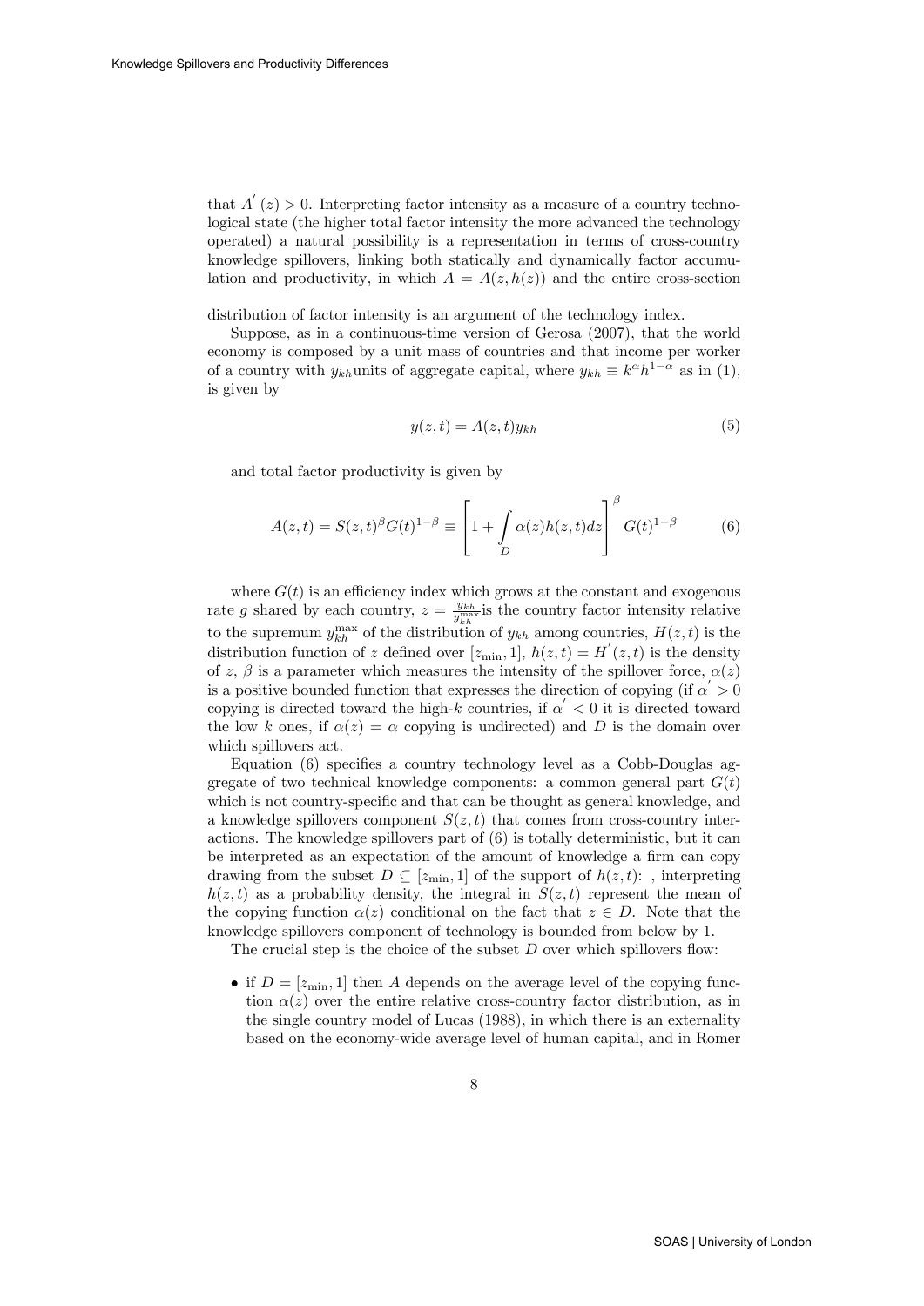that $A^{'}(z) > 0$. Interpreting factor intensity as a measure of a country technological state (the higher total factor intensity the more advanced the technology operated) a natural possibility is a representation in terms of cross-country knowledge spillovers, linking both statically and dynamically factor accumulation and productivity, in which $A = A(z, h(z))$ and the entire cross-section

distribution of factor intensity is an argument of the technology index.

Suppose, as in a continuous-time version of Gerosa (2007), that the world economy is composed by a unit mass of countries and that income per worker of a country with $y_{kh}$units of aggregate capital, where $y_{kh} \equiv k^{\alpha}h^{1-\alpha}$ as in (1), is given by

$$y(z,t) = A(z,t)y_{kh} \tag{5}$$

and total factor productivity is given by

$$A(z,t) = S(z,t)^{\beta}G(t)^{1-\beta} \equiv \left[1 + \int\limits_{D} \alpha(z)h(z,t)dz\right]^{\beta} G(t)^{1-\beta} \tag{6}$$

where $G(t)$ is an efficiency index which grows at the constant and exogenous rate $g$ shared by each country, $z = \frac{y_{kh}}{y_{kh}^{\max}}$is the country factor intensity relative to the supremum $y_{kh}^{\max}$ of the distribution of $y_{kh}$ among countries, $H(z,t)$ is the distribution function of $z$ defined over $[z_{\min}, 1]$, $h(z,t) = H^{'}(z,t)$ is the density of $z$, $\beta$ is a parameter which measures the intensity of the spillover force, $\alpha(z)$ is a positive bounded function that expresses the direction of copying (if $\alpha^{'} > 0$ copying is directed toward the high-$k$ countries, if $\alpha^{'} < 0$ it is directed toward the low $k$ ones, if $\alpha(z) = \alpha$ copying is undirected) and $D$ is the domain over which spillovers act.

Equation (6) specifies a country technology level as a Cobb-Douglas aggregate of two technical knowledge components: a common general part $G(t)$ which is not country-specific and that can be thought as general knowledge, and a knowledge spillovers component $S(z,t)$ that comes from cross-country interactions. The knowledge spillovers part of (6) is totally deterministic, but it can be interpreted as an expectation of the amount of knowledge a firm can copy drawing from the subset $D \subseteq [z_{\min}, 1]$ of the support of $h(z,t)$: , interpreting $h(z,t)$ as a probability density, the integral in $S(z,t)$ represent the mean of the copying function $\alpha(z)$ conditional on the fact that $z \in D$. Note that the knowledge spillovers component of technology is bounded from below by 1.

The crucial step is the choice of the subset $D$ over which spillovers flow:

- if $D = [z_{\min}, 1]$ then $A$ depends on the average level of the copying function $\alpha(z)$ over the entire relative cross-country factor distribution, as in the single country model of Lucas (1988), in which there is an externality based on the economy-wide average level of human capital, and in Romer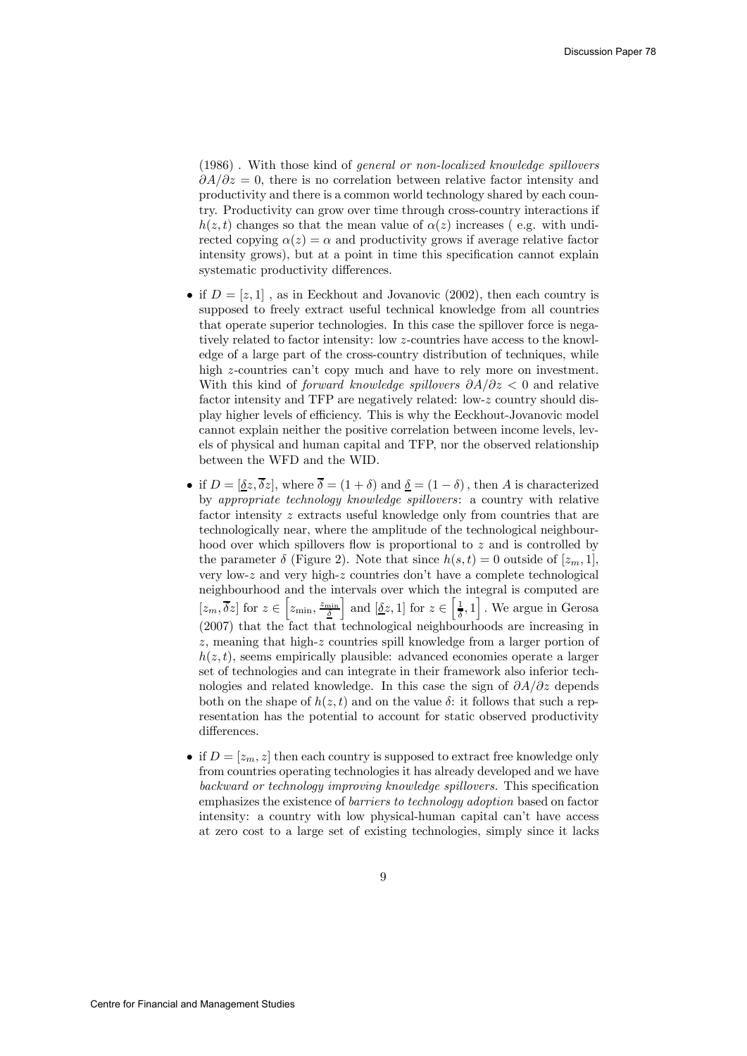(1986) . With those kind of *general or non-localized knowledge spillovers* $\partial A/\partial z = 0$, there is no correlation between relative factor intensity and productivity and there is a common world technology shared by each country. Productivity can grow over time through cross-country interactions if $h(z,t)$ changes so that the mean value of $\alpha(z)$ increases ( e.g. with undirected copying $\alpha(z) = \alpha$ and productivity grows if average relative factor intensity grows), but at a point in time this specification cannot explain systematic productivity differences.

- if $D = [z, 1]$ , as in Eeckhout and Jovanovic (2002), then each country is supposed to freely extract useful technical knowledge from all countries that operate superior technologies. In this case the spillover force is negatively related to factor intensity: low $z$-countries have access to the knowledge of a large part of the cross-country distribution of techniques, while high $z$-countries can't copy much and have to rely more on investment. With this kind of *forward knowledge spillovers* $\partial A/\partial z < 0$ and relative factor intensity and TFP are negatively related: low-$z$ country should display higher levels of efficiency. This is why the Eeckhout-Jovanovic model cannot explain neither the positive correlation between income levels, levels of physical and human capital and TFP, nor the observed relationship between the WFD and the WID.

- if $D = [\underline{\delta}z, \overline{\delta}z]$, where $\overline{\delta} = (1+\delta)$ and $\underline{\delta} = (1-\delta)$ , then $A$ is characterized by *appropriate technology knowledge spillovers*: a country with relative factor intensity $z$ extracts useful knowledge only from countries that are technologically near, where the amplitude of the technological neighbourhood over which spillovers flow is proportional to $z$ and is controlled by the parameter $\delta$ (Figure 2). Note that since $h(s,t) = 0$ outside of $[z_m, 1]$, very low-$z$ and very high-$z$ countries don't have a complete technological neighbourhood and the intervals over which the integral is computed are $[z_m, \overline{\delta}z]$ for $z \in \left[z_{\min}, \frac{z_{\min}}{\underline{\delta}}\right]$ and $[\underline{\delta}z, 1]$ for $z \in \left[\frac{1}{\overline{\delta}}, 1\right]$ . We argue in Gerosa (2007) that the fact that technological neighbourhoods are increasing in $z$, meaning that high-$z$ countries spill knowledge from a larger portion of $h(z,t)$, seems empirically plausible: advanced economies operate a larger set of technologies and can integrate in their framework also inferior technologies and related knowledge. In this case the sign of $\partial A/\partial z$ depends both on the shape of $h(z,t)$ and on the value $\delta$: it follows that such a representation has the potential to account for static observed productivity differences.

- if $D = [z_m, z]$ then each country is supposed to extract free knowledge only from countries operating technologies it has already developed and we have *backward or technology improving knowledge spillovers*. This specification emphasizes the existence of *barriers to technology adoption* based on factor intensity: a country with low physical-human capital can't have access at zero cost to a large set of existing technologies, simply since it lacks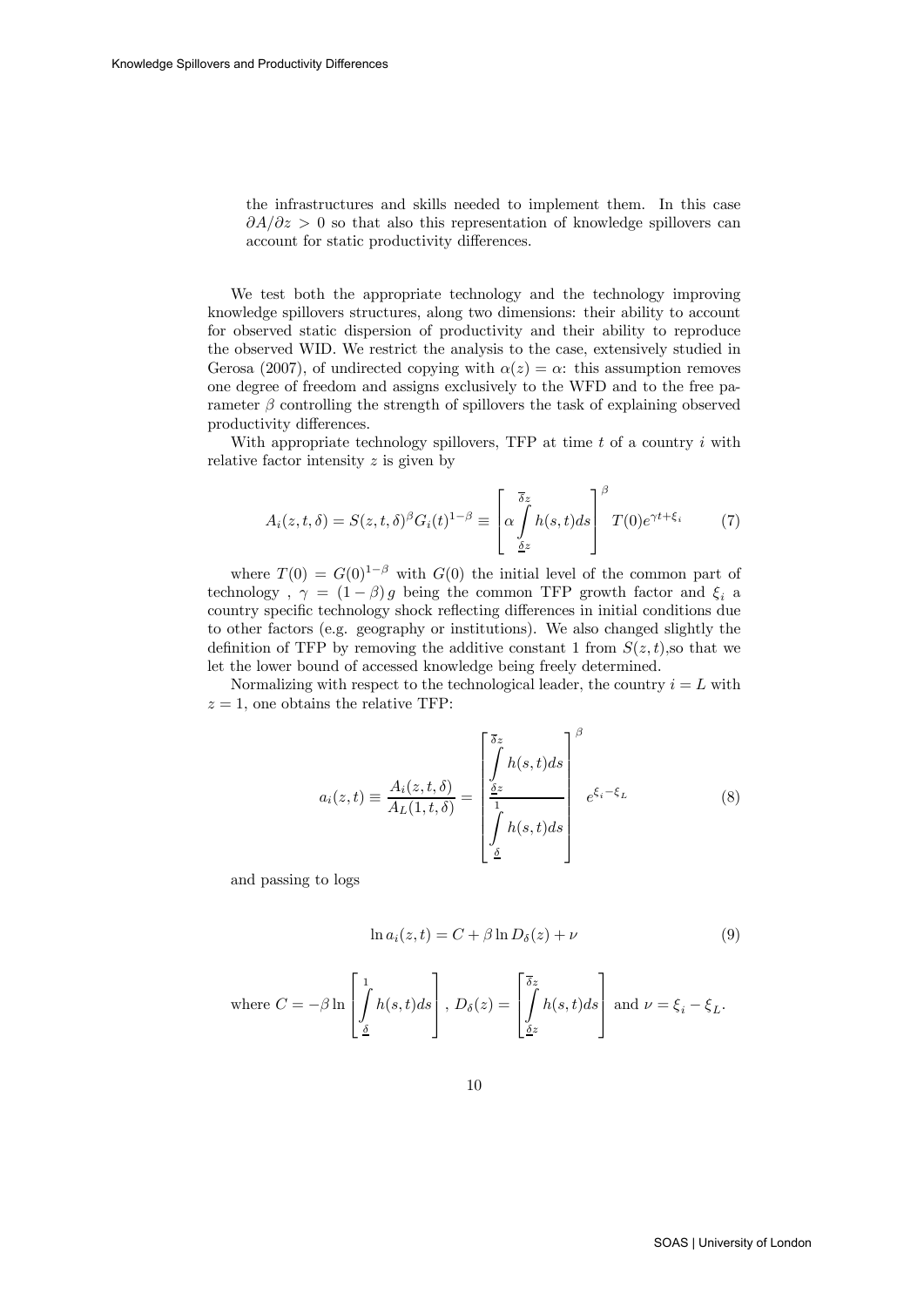the infrastructures and skills needed to implement them. In this case $\partial A/\partial z > 0$ so that also this representation of knowledge spillovers can account for static productivity differences.

We test both the appropriate technology and the technology improving knowledge spillovers structures, along two dimensions: their ability to account for observed static dispersion of productivity and their ability to reproduce the observed WID. We restrict the analysis to the case, extensively studied in Gerosa (2007), of undirected copying with $\alpha(z) = \alpha$: this assumption removes one degree of freedom and assigns exclusively to the WFD and to the free parameter $\beta$ controlling the strength of spillovers the task of explaining observed productivity differences.

With appropriate technology spillovers, TFP at time $t$ of a country $i$ with relative factor intensity $z$ is given by

$$A_i(z,t,\delta) = S(z,t,\delta)^{\beta} G_i(t)^{1-\beta} \equiv \left[ \alpha \int_{\underline{\delta}z}^{\overline{\delta}z} h(s,t) ds \right]^{\beta} T(0) e^{\gamma t + \xi_i} \tag{7}$$

where $T(0) = G(0)^{1-\beta}$ with $G(0)$ the initial level of the common part of technology , $\gamma = (1-\beta) g$ being the common TFP growth factor and $\xi_i$ a country specific technology shock reflecting differences in initial conditions due to other factors (e.g. geography or institutions). We also changed slightly the definition of TFP by removing the additive constant 1 from $S(z,t)$,so that we let the lower bound of accessed knowledge being freely determined.

Normalizing with respect to the technological leader, the country $i = L$ with $z = 1$, one obtains the relative TFP:

$$a_i(z,t) \equiv \frac{A_i(z,t,\delta)}{A_L(1,t,\delta)} = \left[ \frac{\int_{\underline{\delta}z}^{\overline{\delta}z} h(s,t) ds}{\int_{\underline{\delta}}^{1} h(s,t) ds} \right]^{\beta} e^{\xi_i - \xi_L} \tag{8}$$

and passing to logs

$$\ln a_i(z,t) = C + \beta \ln D_{\delta}(z) + \nu \tag{9}$$

where $C = -\beta \ln \left[ \int_{\underline{\delta}}^{1} h(s,t) ds \right]$, $D_{\delta}(z) = \left[ \int_{\underline{\delta}z}^{\overline{\delta}z} h(s,t) ds \right]$ and $\nu = \xi_i - \xi_L$.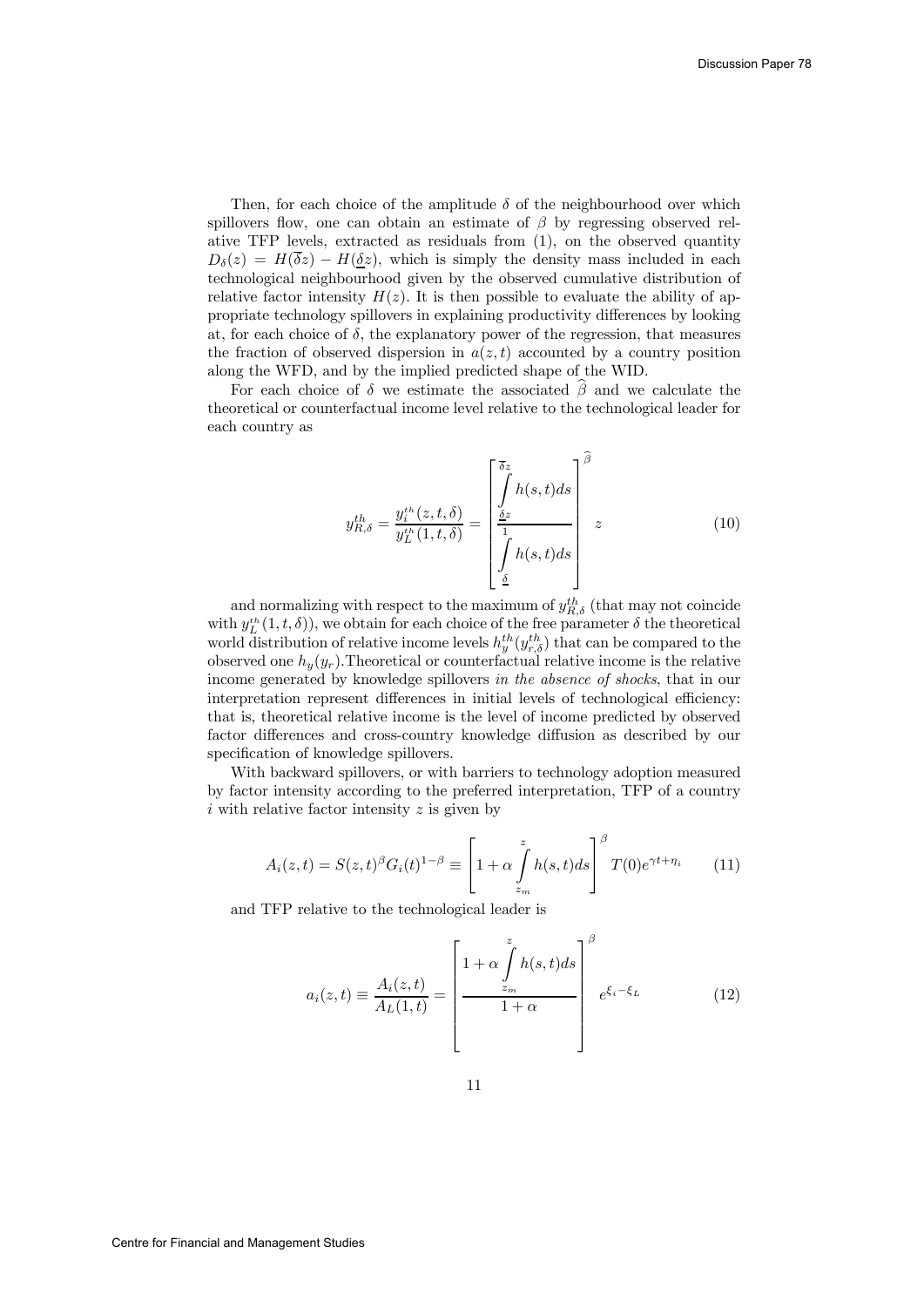Then, for each choice of the amplitude $\delta$ of the neighbourhood over which spillovers flow, one can obtain an estimate of $\beta$ by regressing observed relative TFP levels, extracted as residuals from (1), on the observed quantity $D_\delta(z) = H(\overline{\delta}z) - H(\underline{\delta}z)$, which is simply the density mass included in each technological neighbourhood given by the observed cumulative distribution of relative factor intensity $H(z)$. It is then possible to evaluate the ability of appropriate technology spillovers in explaining productivity differences by looking at, for each choice of $\delta$, the explanatory power of the regression, that measures the fraction of observed dispersion in $a(z,t)$ accounted by a country position along the WFD, and by the implied predicted shape of the WID.

For each choice of $\delta$ we estimate the associated $\widehat{\beta}$ and we calculate the theoretical or counterfactual income level relative to the technological leader for each country as

$$y_{R,\delta}^{th} = \frac{y_i^{th}(z,t,\delta)}{y_L^{th}(1,t,\delta)} = \left[ \frac{\int\limits_{\underline{\delta}z}^{\overline{\delta}z} h(s,t)ds}{\int\limits_{\underline{\delta}}^{1} h(s,t)ds} \right]^{\widehat{\beta}} z \tag{10}$$

and normalizing with respect to the maximum of $y_{R,\delta}^{th}$ (that may not coincide with $y_L^{th}(1,t,\delta)$), we obtain for each choice of the free parameter $\delta$ the theoretical world distribution of relative income levels $h_y^{th}(y_{r,\delta}^{th})$ that can be compared to the observed one $h_y(y_r)$.Theoretical or counterfactual relative income is the relative income generated by knowledge spillovers *in the absence of shocks*, that in our interpretation represent differences in initial levels of technological efficiency: that is, theoretical relative income is the level of income predicted by observed factor differences and cross-country knowledge diffusion as described by our specification of knowledge spillovers.

With backward spillovers, or with barriers to technology adoption measured by factor intensity according to the preferred interpretation, TFP of a country $i$ with relative factor intensity $z$ is given by

$$A_i(z,t) = S(z,t)^{\beta} G_i(t)^{1-\beta} \equiv \left[ 1 + \alpha \int\limits_{z_m}^{z} h(s,t)ds \right]^{\beta} T(0)e^{\gamma t + \eta_i} \tag{11}$$

and TFP relative to the technological leader is

$$a_i(z,t) \equiv \frac{A_i(z,t)}{A_L(1,t)} = \left[ \frac{1 + \alpha \int\limits_{z_m}^{z} h(s,t)ds}{1+\alpha} \right]^{\beta} e^{\xi_i - \xi_L} \tag{12}$$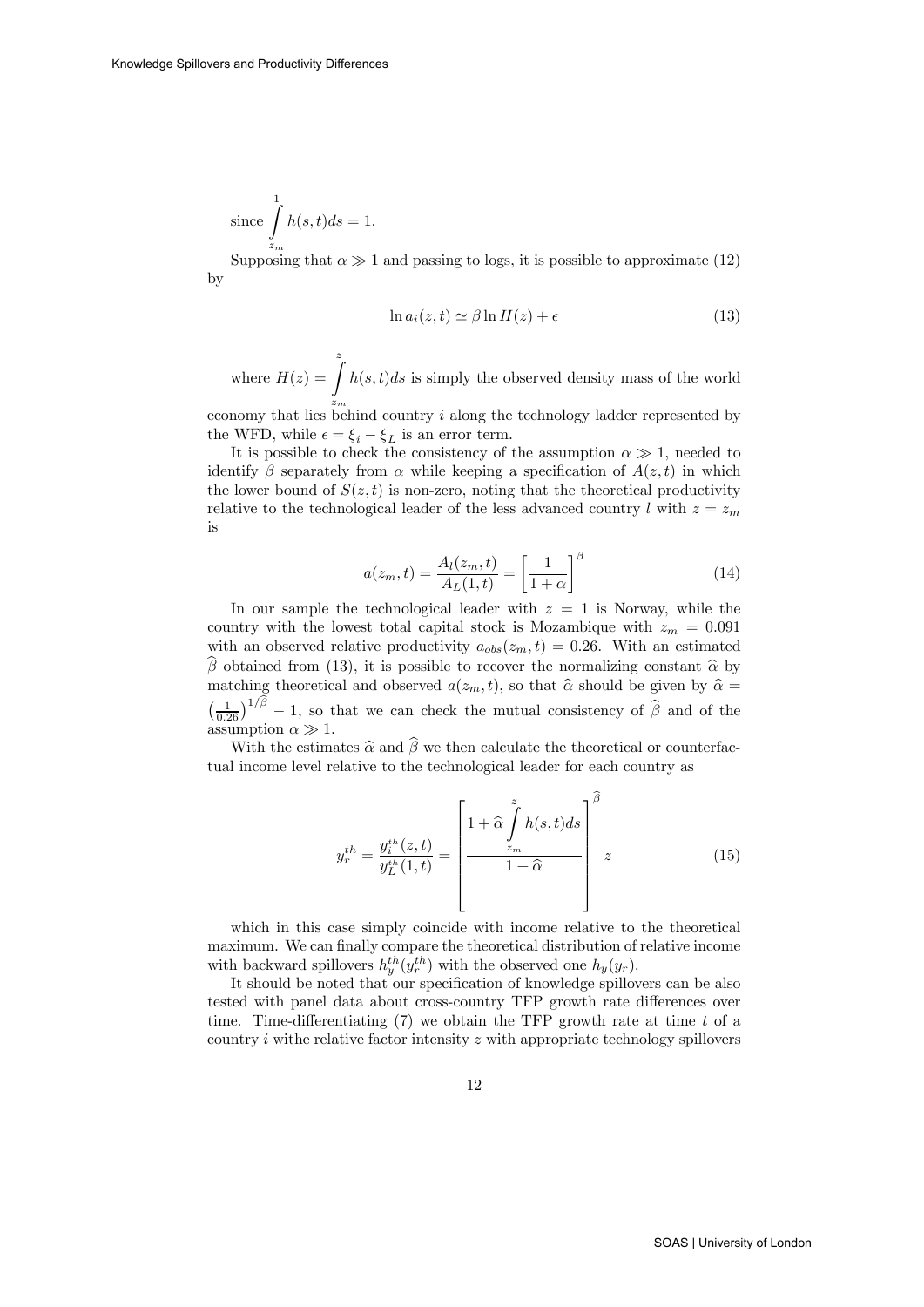since $\int_{z_m}^{1} h(s,t)ds = 1$.

Supposing that $\alpha \gg 1$ and passing to logs, it is possible to approximate (12) by

$$\ln a_i(z,t) \simeq \beta \ln H(z) + \epsilon \tag{13}$$

where $H(z) = \int_{z_m}^{z} h(s,t)ds$ is simply the observed density mass of the world economy that lies behind country $i$ along the technology ladder represented by the WFD, while $\epsilon = \xi_i - \xi_L$ is an error term.

It is possible to check the consistency of the assumption $\alpha \gg 1$, needed to identify $\beta$ separately from $\alpha$ while keeping a specification of $A(z,t)$ in which the lower bound of $S(z,t)$ is non-zero, noting that the theoretical productivity relative to the technological leader of the less advanced country $l$ with $z = z_m$ is

$$a(z_m,t) = \frac{A_l(z_m,t)}{A_L(1,t)} = \left[\frac{1}{1+\alpha}\right]^{\beta} \tag{14}$$

In our sample the technological leader with $z = 1$ is Norway, while the country with the lowest total capital stock is Mozambique with $z_m = 0.091$ with an observed relative productivity $a_{obs}(z_m,t) = 0.26$. With an estimated $\widehat{\beta}$ obtained from (13), it is possible to recover the normalizing constant $\widehat{\alpha}$ by matching theoretical and observed $a(z_m,t)$, so that $\widehat{\alpha}$ should be given by $\widehat{\alpha} = \left(\frac{1}{0.26}\right)^{1/\widehat{\beta}} - 1$, so that we can check the mutual consistency of $\widehat{\beta}$ and of the assumption $\alpha \gg 1$.

With the estimates $\widehat{\alpha}$ and $\widehat{\beta}$ we then calculate the theoretical or counterfactual income level relative to the technological leader for each country as

$$y_r^{th} = \frac{y_i^{th}(z,t)}{y_L^{th}(1,t)} = \left[\frac{1+\widehat{\alpha}\int_{z_m}^{z} h(s,t)ds}{1+\widehat{\alpha}}\right]^{\widehat{\beta}} z \tag{15}$$

which in this case simply coincide with income relative to the theoretical maximum. We can finally compare the theoretical distribution of relative income with backward spillovers $h_y^{th}(y_r^{th})$ with the observed one $h_y(y_r)$.

It should be noted that our specification of knowledge spillovers can be also tested with panel data about cross-country TFP growth rate differences over time. Time-differentiating (7) we obtain the TFP growth rate at time $t$ of a country $i$ withe relative factor intensity $z$ with appropriate technology spillovers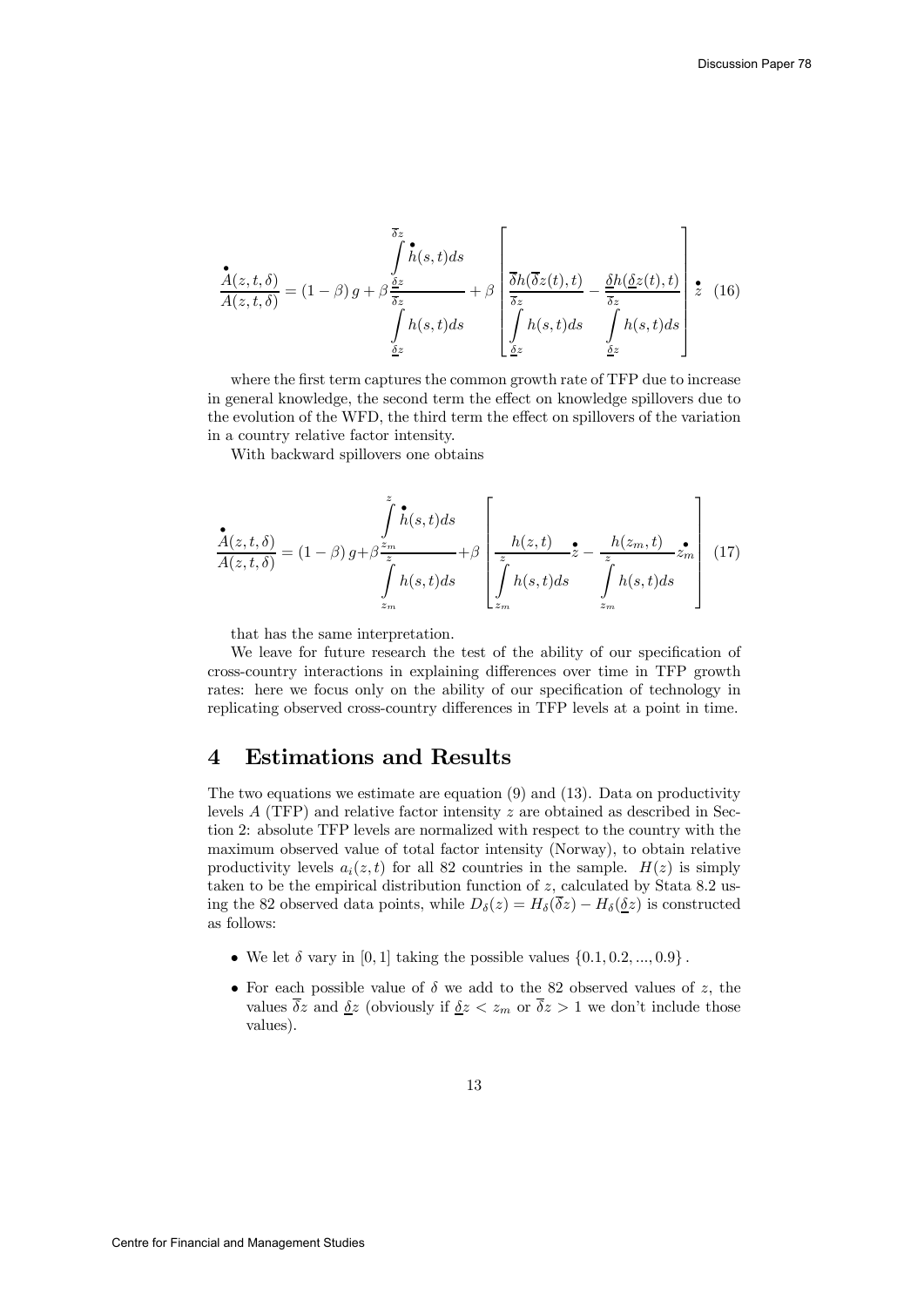$$\frac{\overset{\bullet}{A}(z,t,\delta)}{A(z,t,\delta)} = (1-\beta)\, g + \beta \frac{\int_{\underline{\delta}z}^{\overline{\delta}z} \overset{\bullet}{h}(s,t)ds}{\int_{\underline{\delta}z}^{\overline{\delta}z} h(s,t)ds} + \beta \left[ \frac{\overline{\delta}h(\overline{\delta}z(t),t)}{\int_{\underline{\delta}z}^{\overline{\delta}z} h(s,t)ds} - \frac{\underline{\delta}h(\underline{\delta}z(t),t)}{\int_{\underline{\delta}z}^{\overline{\delta}z} h(s,t)ds} \right] \overset{\bullet}{z} \quad (16)$$

where the first term captures the common growth rate of TFP due to increase in general knowledge, the second term the effect on knowledge spillovers due to the evolution of the WFD, the third term the effect on spillovers of the variation in a country relative factor intensity.

With backward spillovers one obtains

$$\frac{\overset{\bullet}{A}(z,t,\delta)}{A(z,t,\delta)} = (1-\beta)\, g + \beta \frac{\int_{z_m}^{z} \overset{\bullet}{h}(s,t)ds}{\int_{z_m}^{z} h(s,t)ds} + \beta \left[ \frac{h(z,t)}{\int_{z_m}^{z} h(s,t)ds} \overset{\bullet}{z} - \frac{h(z_m,t)}{\int_{z_m}^{z} h(s,t)ds} \overset{\bullet}{z_m} \right] \quad (17)$$

that has the same interpretation.

We leave for future research the test of the ability of our specification of cross-country interactions in explaining differences over time in TFP growth rates: here we focus only on the ability of our specification of technology in replicating observed cross-country differences in TFP levels at a point in time.

# 4 Estimations and Results

The two equations we estimate are equation (9) and (13). Data on productivity levels $A$ (TFP) and relative factor intensity $z$ are obtained as described in Section 2: absolute TFP levels are normalized with respect to the country with the maximum observed value of total factor intensity (Norway), to obtain relative productivity levels $a_i(z,t)$ for all 82 countries in the sample. $H(z)$ is simply taken to be the empirical distribution function of $z$, calculated by Stata 8.2 using the 82 observed data points, while $D_\delta(z) = H_\delta(\overline{\delta}z) - H_\delta(\underline{\delta}z)$ is constructed as follows:

- We let $\delta$ vary in $[0,1]$ taking the possible values $\{0.1, 0.2, ..., 0.9\}$.
- For each possible value of $\delta$ we add to the 82 observed values of $z$, the values $\overline{\delta}z$ and $\underline{\delta}z$ (obviously if $\underline{\delta}z < z_m$ or $\overline{\delta}z > 1$ we don't include those values).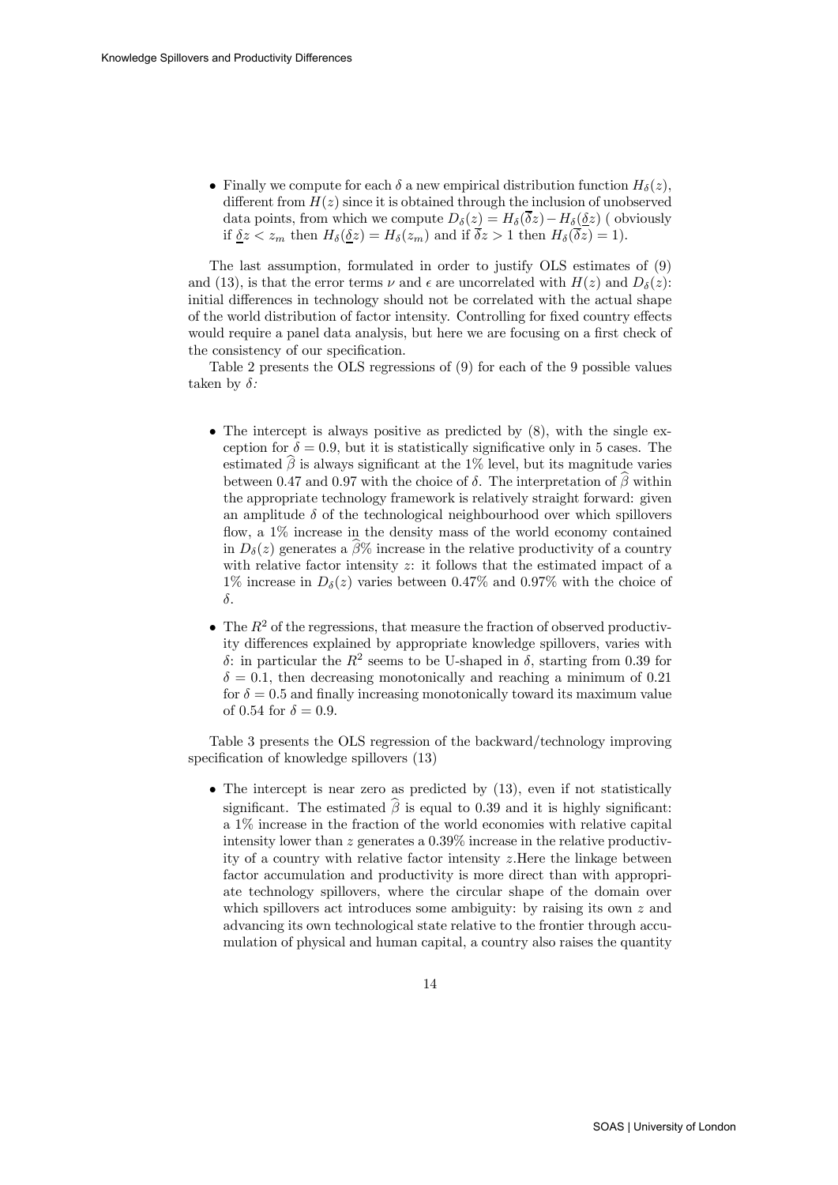- Finally we compute for each $\delta$ a new empirical distribution function $H_\delta(z)$, different from $H(z)$ since it is obtained through the inclusion of unobserved data points, from which we compute $D_\delta(z) = H_\delta(\overline{\delta}z) - H_\delta(\underline{\delta}z)$ ( obviously if $\underline{\delta}z < z_m$ then $H_\delta(\underline{\delta}z) = H_\delta(z_m)$ and if $\overline{\delta}z > 1$ then $H_\delta(\overline{\delta}z) = 1$).

The last assumption, formulated in order to justify OLS estimates of (9) and (13), is that the error terms $\nu$ and $\epsilon$ are uncorrelated with $H(z)$ and $D_\delta(z)$: initial differences in technology should not be correlated with the actual shape of the world distribution of factor intensity. Controlling for fixed country effects would require a panel data analysis, but here we are focusing on a first check of the consistency of our specification.

Table 2 presents the OLS regressions of (9) for each of the 9 possible values taken by $\delta$:

- The intercept is always positive as predicted by (8), with the single exception for $\delta = 0.9$, but it is statistically significative only in 5 cases. The estimated $\widehat{\beta}$ is always significant at the 1% level, but its magnitude varies between 0.47 and 0.97 with the choice of $\delta$. The interpretation of $\widehat{\beta}$ within the appropriate technology framework is relatively straight forward: given an amplitude $\delta$ of the technological neighbourhood over which spillovers flow, a 1% increase in the density mass of the world economy contained in $D_\delta(z)$ generates a $\widehat{\beta}$% increase in the relative productivity of a country with relative factor intensity $z$: it follows that the estimated impact of a 1% increase in $D_\delta(z)$ varies between 0.47% and 0.97% with the choice of $\delta$.
- The $R^2$ of the regressions, that measure the fraction of observed productivity differences explained by appropriate knowledge spillovers, varies with $\delta$: in particular the $R^2$ seems to be U-shaped in $\delta$, starting from 0.39 for $\delta = 0.1$, then decreasing monotonically and reaching a minimum of 0.21 for $\delta = 0.5$ and finally increasing monotonically toward its maximum value of 0.54 for $\delta = 0.9$.

Table 3 presents the OLS regression of the backward/technology improving specification of knowledge spillovers (13)

- The intercept is near zero as predicted by (13), even if not statistically significant. The estimated $\widehat{\beta}$ is equal to 0.39 and it is highly significant: a 1% increase in the fraction of the world economies with relative capital intensity lower than $z$ generates a 0.39% increase in the relative productivity of a country with relative factor intensity $z$.Here the linkage between factor accumulation and productivity is more direct than with appropriate technology spillovers, where the circular shape of the domain over which spillovers act introduces some ambiguity: by raising its own $z$ and advancing its own technological state relative to the frontier through accumulation of physical and human capital, a country also raises the quantity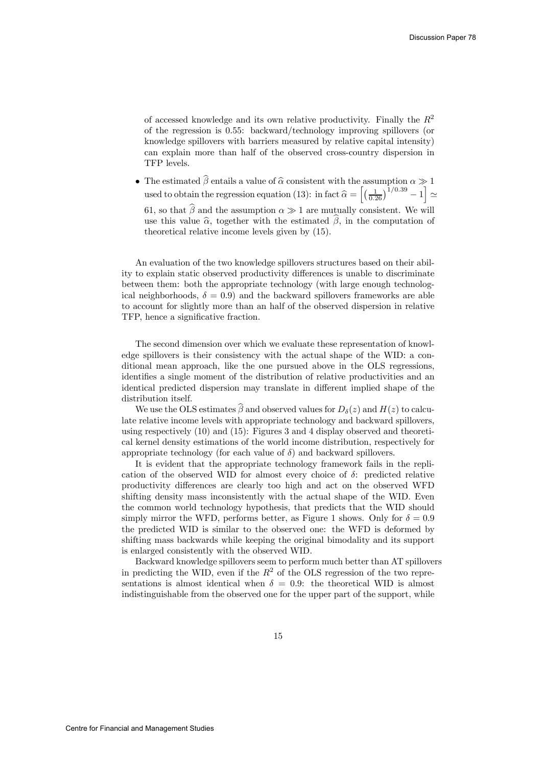of accessed knowledge and its own relative productivity. Finally the $R^2$ of the regression is 0.55: backward/technology improving spillovers (or knowledge spillovers with barriers measured by relative capital intensity) can explain more than half of the observed cross-country dispersion in TFP levels.

- The estimated $\widehat{\beta}$ entails a value of $\widehat{\alpha}$ consistent with the assumption $\alpha \gg 1$ used to obtain the regression equation (13): in fact $\widehat{\alpha} = \left[\left(\frac{1}{0.26}\right)^{1/0.39} - 1\right] \simeq 61$, so that $\widehat{\beta}$ and the assumption $\alpha \gg 1$ are mutually consistent. We will use this value $\widehat{\alpha}$, together with the estimated $\widehat{\beta}$, in the computation of theoretical relative income levels given by (15).

An evaluation of the two knowledge spillovers structures based on their ability to explain static observed productivity differences is unable to discriminate between them: both the appropriate technology (with large enough technological neighborhoods, $\delta = 0.9$) and the backward spillovers frameworks are able to account for slightly more than an half of the observed dispersion in relative TFP, hence a significative fraction.

The second dimension over which we evaluate these representation of knowledge spillovers is their consistency with the actual shape of the WID: a conditional mean approach, like the one pursued above in the OLS regressions, identifies a single moment of the distribution of relative productivities and an identical predicted dispersion may translate in different implied shape of the distribution itself.

We use the OLS estimates $\widehat{\beta}$ and observed values for $D_\delta(z)$ and $H(z)$ to calculate relative income levels with appropriate technology and backward spillovers, using respectively (10) and (15): Figures 3 and 4 display observed and theoretical kernel density estimations of the world income distribution, respectively for appropriate technology (for each value of $\delta$) and backward spillovers.

It is evident that the appropriate technology framework fails in the replication of the observed WID for almost every choice of $\delta$: predicted relative productivity differences are clearly too high and act on the observed WFD shifting density mass inconsistently with the actual shape of the WID. Even the common world technology hypothesis, that predicts that the WID should simply mirror the WFD, performs better, as Figure 1 shows. Only for $\delta = 0.9$ the predicted WID is similar to the observed one: the WFD is deformed by shifting mass backwards while keeping the original bimodality and its support is enlarged consistently with the observed WID.

Backward knowledge spillovers seem to perform much better than AT spillovers in predicting the WID, even if the $R^2$ of the OLS regression of the two representations is almost identical when $\delta = 0.9$: the theoretical WID is almost indistinguishable from the observed one for the upper part of the support, while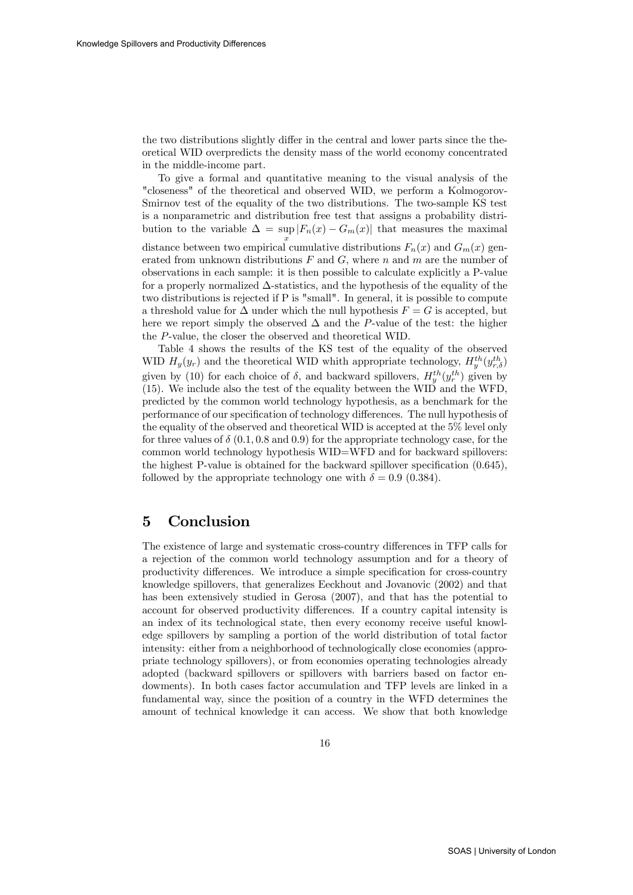the two distributions slightly differ in the central and lower parts since the theoretical WID overpredicts the density mass of the world economy concentrated in the middle-income part.

To give a formal and quantitative meaning to the visual analysis of the "closeness" of the theoretical and observed WID, we perform a Kolmogorov-Smirnov test of the equality of the two distributions. The two-sample KS test is a nonparametric and distribution free test that assigns a probability distribution to the variable $\Delta = \sup_x |F_n(x) - G_m(x)|$ that measures the maximal distance between two empirical cumulative distributions $F_n(x)$ and $G_m(x)$ generated from unknown distributions $F$ and $G$, where $n$ and $m$ are the number of observations in each sample: it is then possible to calculate explicitly a P-value for a properly normalized $\Delta$-statistics, and the hypothesis of the equality of the two distributions is rejected if P is "small". In general, it is possible to compute a threshold value for $\Delta$ under which the null hypothesis $F = G$ is accepted, but here we report simply the observed $\Delta$ and the $P$-value of the test: the higher the $P$-value, the closer the observed and theoretical WID.

Table 4 shows the results of the KS test of the equality of the observed WID $H_y(y_r)$ and the theoretical WID whith appropriate technology, $H_y^{th}(y_{r,\delta}^{th})$ given by (10) for each choice of $\delta$, and backward spillovers, $H_y^{th}(y_r^{th})$ given by (15). We include also the test of the equality between the WID and the WFD, predicted by the common world technology hypothesis, as a benchmark for the performance of our specification of technology differences. The null hypothesis of the equality of the observed and theoretical WID is accepted at the 5% level only for three values of $\delta$ (0.1, 0.8 and 0.9) for the appropriate technology case, for the common world technology hypothesis WID=WFD and for backward spillovers: the highest P-value is obtained for the backward spillover specification (0.645), followed by the appropriate technology one with $\delta = 0.9$ (0.384).

## 5 Conclusion

The existence of large and systematic cross-country differences in TFP calls for a rejection of the common world technology assumption and for a theory of productivity differences. We introduce a simple specification for cross-country knowledge spillovers, that generalizes Eeckhout and Jovanovic (2002) and that has been extensively studied in Gerosa (2007), and that has the potential to account for observed productivity differences. If a country capital intensity is an index of its technological state, then every economy receive useful knowledge spillovers by sampling a portion of the world distribution of total factor intensity: either from a neighborhood of technologically close economies (appropriate technology spillovers), or from economies operating technologies already adopted (backward spillovers or spillovers with barriers based on factor endowments). In both cases factor accumulation and TFP levels are linked in a fundamental way, since the position of a country in the WFD determines the amount of technical knowledge it can access. We show that both knowledge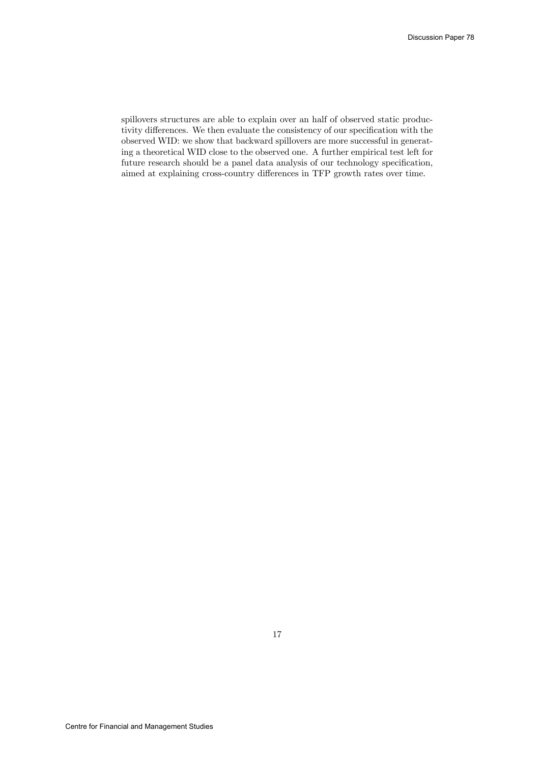spillovers structures are able to explain over an half of observed static productivity differences. We then evaluate the consistency of our specification with the observed WID: we show that backward spillovers are more successful in generating a theoretical WID close to the observed one. A further empirical test left for future research should be a panel data analysis of our technology specification, aimed at explaining cross-country differences in TFP growth rates over time.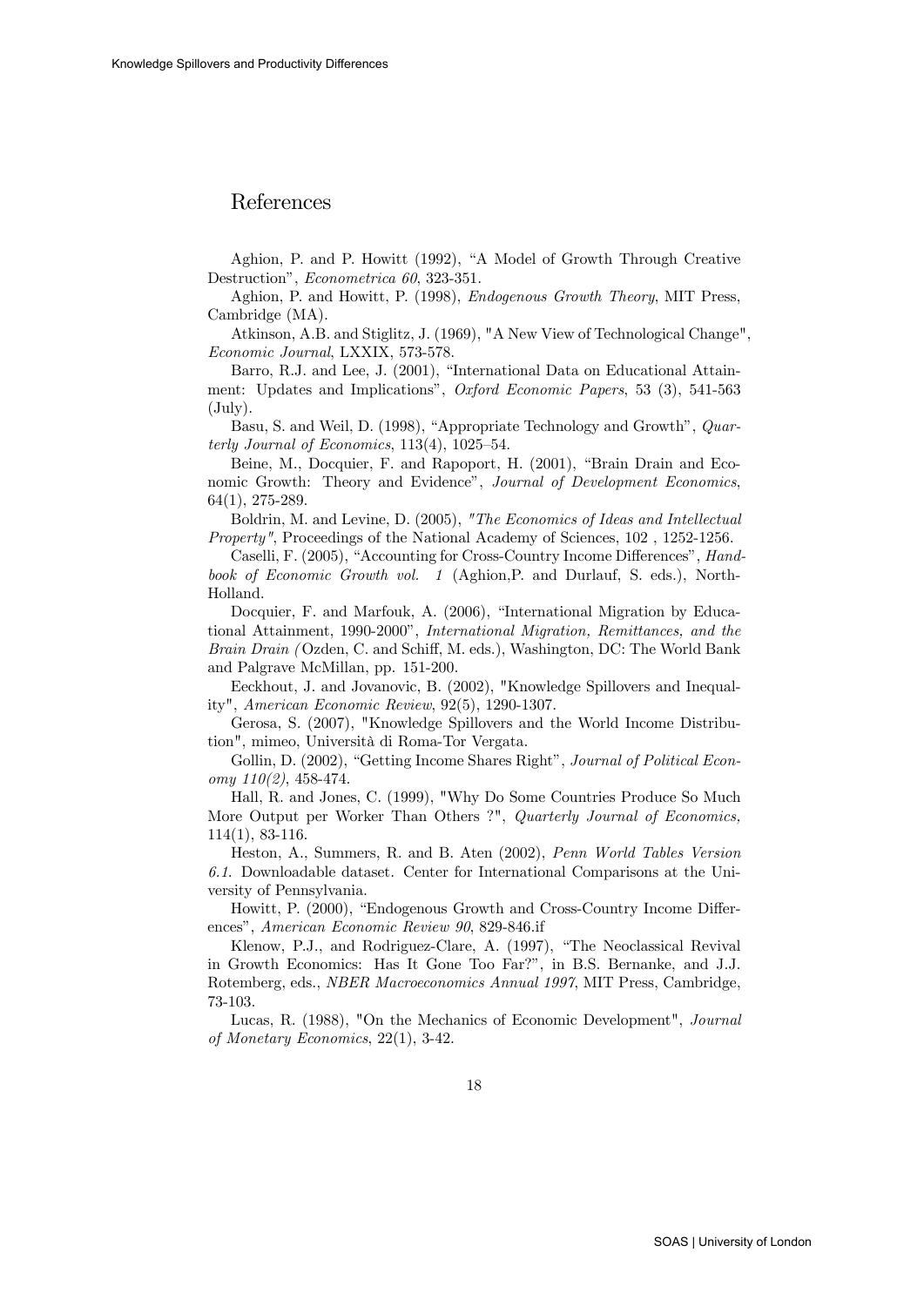# References

Aghion, P. and P. Howitt (1992), "A Model of Growth Through Creative Destruction", *Econometrica 60*, 323-351.

Aghion, P. and Howitt, P. (1998), *Endogenous Growth Theory*, MIT Press, Cambridge (MA).

Atkinson, A.B. and Stiglitz, J. (1969), "A New View of Technological Change", *Economic Journal*, LXXIX, 573-578.

Barro, R.J. and Lee, J. (2001), "International Data on Educational Attainment: Updates and Implications", *Oxford Economic Papers*, 53 (3), 541-563 (July).

Basu, S. and Weil, D. (1998), "Appropriate Technology and Growth", *Quarterly Journal of Economics*, 113(4), 1025–54.

Beine, M., Docquier, F. and Rapoport, H. (2001), "Brain Drain and Economic Growth: Theory and Evidence", *Journal of Development Economics*, 64(1), 275-289.

Boldrin, M. and Levine, D. (2005), *"The Economics of Ideas and Intellectual Property"*, Proceedings of the National Academy of Sciences, 102 , 1252-1256.

Caselli, F. (2005), "Accounting for Cross-Country Income Differences", *Handbook of Economic Growth vol. 1* (Aghion,P. and Durlauf, S. eds.), North-Holland.

Docquier, F. and Marfouk, A. (2006), "International Migration by Educational Attainment, 1990-2000", *International Migration, Remittances, and the Brain Drain (* Ozden, C. and Schiff, M. eds.), Washington, DC: The World Bank and Palgrave McMillan, pp. 151-200.

Eeckhout, J. and Jovanovic, B. (2002), "Knowledge Spillovers and Inequality", *American Economic Review*, 92(5), 1290-1307.

Gerosa, S. (2007), "Knowledge Spillovers and the World Income Distribution", mimeo, Università di Roma-Tor Vergata.

Gollin, D. (2002), "Getting Income Shares Right", *Journal of Political Economy 110(2)*, 458-474.

Hall, R. and Jones, C. (1999), "Why Do Some Countries Produce So Much More Output per Worker Than Others ?", *Quarterly Journal of Economics,* 114(1), 83-116.

Heston, A., Summers, R. and B. Aten (2002), *Penn World Tables Version 6.1.* Downloadable dataset. Center for International Comparisons at the University of Pennsylvania.

Howitt, P. (2000), "Endogenous Growth and Cross-Country Income Differences", *American Economic Review 90*, 829-846.if

Klenow, P.J., and Rodriguez-Clare, A. (1997), "The Neoclassical Revival in Growth Economics: Has It Gone Too Far?", in B.S. Bernanke, and J.J. Rotemberg, eds., *NBER Macroeconomics Annual 1997*, MIT Press, Cambridge, 73-103.

Lucas, R. (1988), "On the Mechanics of Economic Development", *Journal of Monetary Economics*, 22(1), 3-42.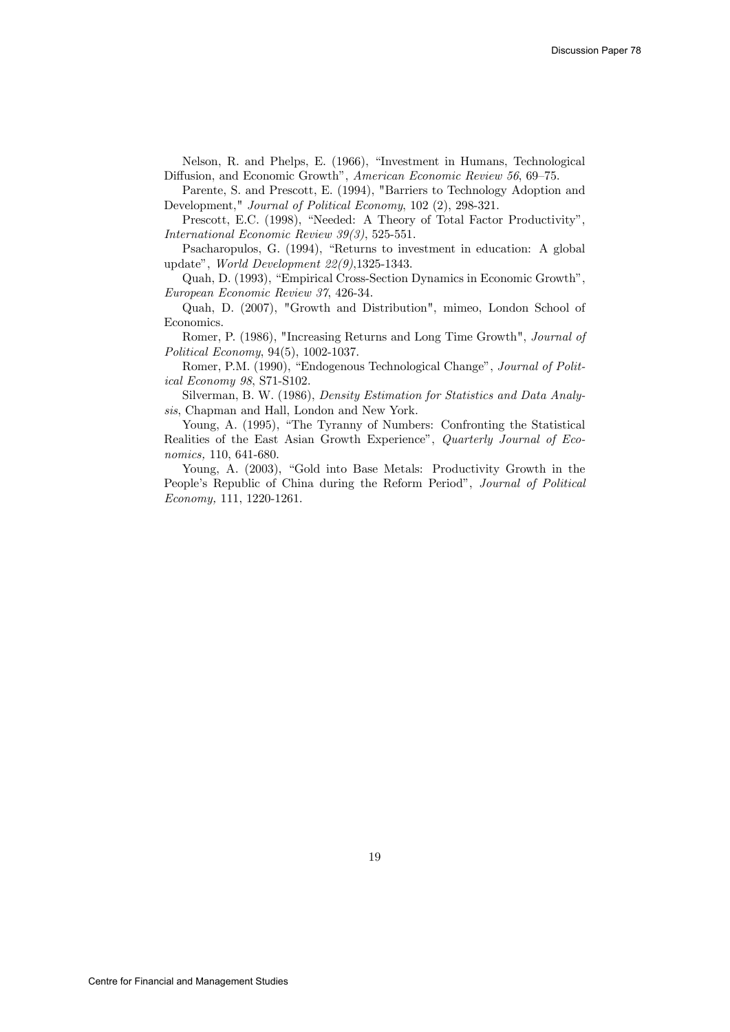Nelson, R. and Phelps, E. (1966), "Investment in Humans, Technological Diffusion, and Economic Growth", *American Economic Review 56*, 69–75.

Parente, S. and Prescott, E. (1994), "Barriers to Technology Adoption and Development," *Journal of Political Economy*, 102 (2), 298-321.

Prescott, E.C. (1998), "Needed: A Theory of Total Factor Productivity", *International Economic Review 39(3)*, 525-551.

Psacharopulos, G. (1994), "Returns to investment in education: A global update", *World Development 22(9)*,1325-1343.

Quah, D. (1993), "Empirical Cross-Section Dynamics in Economic Growth", *European Economic Review 37*, 426-34.

Quah, D. (2007), "Growth and Distribution", mimeo, London School of Economics.

Romer, P. (1986), "Increasing Returns and Long Time Growth", *Journal of Political Economy*, 94(5), 1002-1037.

Romer, P.M. (1990), "Endogenous Technological Change", *Journal of Political Economy 98*, S71-S102.

Silverman, B. W. (1986), *Density Estimation for Statistics and Data Analysis*, Chapman and Hall, London and New York.

Young, A. (1995), "The Tyranny of Numbers: Confronting the Statistical Realities of the East Asian Growth Experience", *Quarterly Journal of Economics,* 110, 641-680.

Young, A. (2003), "Gold into Base Metals: Productivity Growth in the People's Republic of China during the Reform Period", *Journal of Political Economy,* 111, 1220-1261.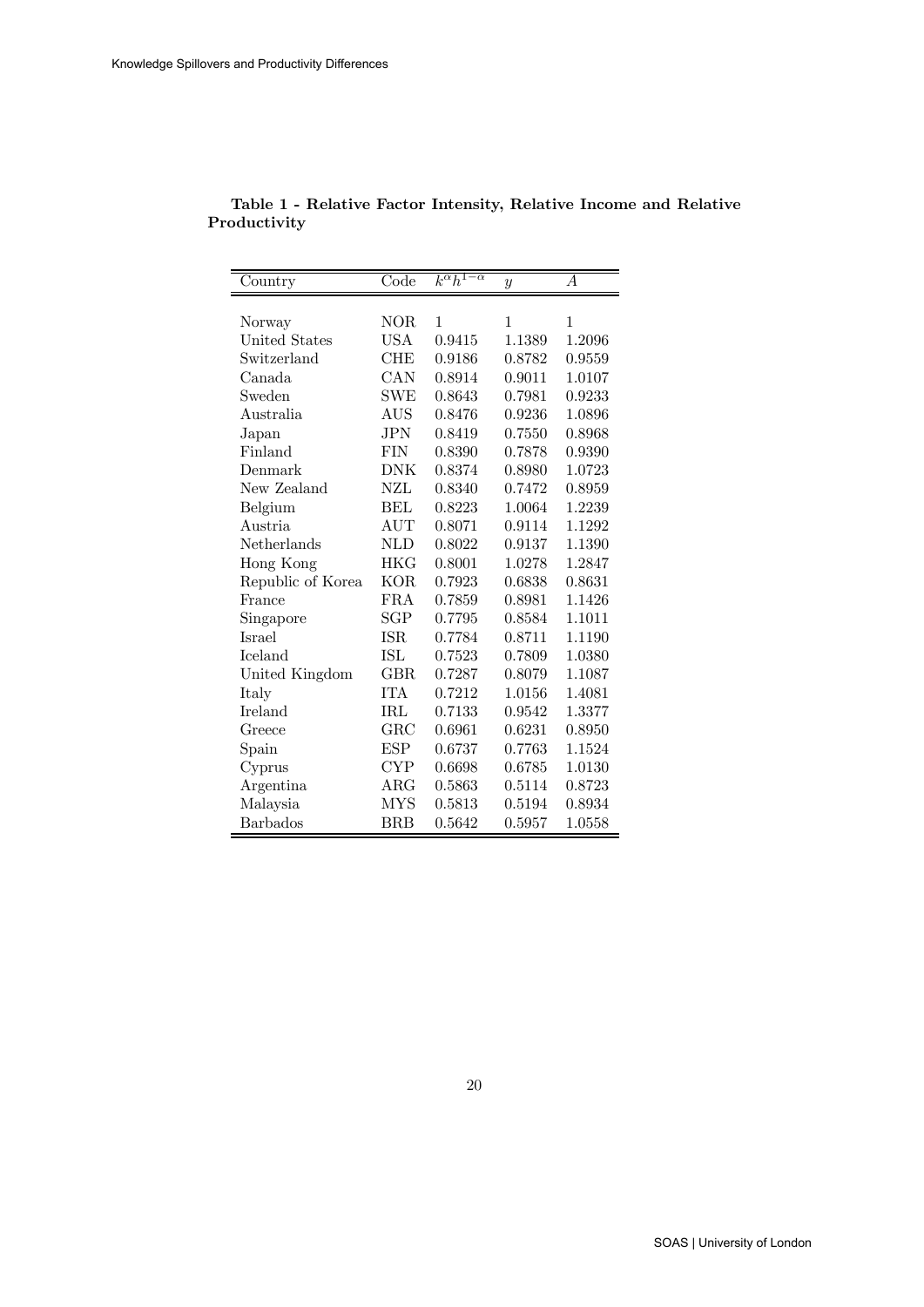**Table 1 - Relative Factor Intensity, Relative Income and Relative Productivity**

| Country | Code | $k^{\alpha}h^{1-\alpha}$ | $y$ | $A$ |
|---|---|---|---|---|
| Norway | NOR | 1 | 1 | 1 |
| United States | USA | 0.9415 | 1.1389 | 1.2096 |
| Switzerland | CHE | 0.9186 | 0.8782 | 0.9559 |
| Canada | CAN | 0.8914 | 0.9011 | 1.0107 |
| Sweden | SWE | 0.8643 | 0.7981 | 0.9233 |
| Australia | AUS | 0.8476 | 0.9236 | 1.0896 |
| Japan | JPN | 0.8419 | 0.7550 | 0.8968 |
| Finland | FIN | 0.8390 | 0.7878 | 0.9390 |
| Denmark | DNK | 0.8374 | 0.8980 | 1.0723 |
| New Zealand | NZL | 0.8340 | 0.7472 | 0.8959 |
| Belgium | BEL | 0.8223 | 1.0064 | 1.2239 |
| Austria | AUT | 0.8071 | 0.9114 | 1.1292 |
| Netherlands | NLD | 0.8022 | 0.9137 | 1.1390 |
| Hong Kong | HKG | 0.8001 | 1.0278 | 1.2847 |
| Republic of Korea | KOR | 0.7923 | 0.6838 | 0.8631 |
| France | FRA | 0.7859 | 0.8981 | 1.1426 |
| Singapore | SGP | 0.7795 | 0.8584 | 1.1011 |
| Israel | ISR | 0.7784 | 0.8711 | 1.1190 |
| Iceland | ISL | 0.7523 | 0.7809 | 1.0380 |
| United Kingdom | GBR | 0.7287 | 0.8079 | 1.1087 |
| Italy | ITA | 0.7212 | 1.0156 | 1.4081 |
| Ireland | IRL | 0.7133 | 0.9542 | 1.3377 |
| Greece | GRC | 0.6961 | 0.6231 | 0.8950 |
| Spain | ESP | 0.6737 | 0.7763 | 1.1524 |
| Cyprus | CYP | 0.6698 | 0.6785 | 1.0130 |
| Argentina | ARG | 0.5863 | 0.5114 | 0.8723 |
| Malaysia | MYS | 0.5813 | 0.5194 | 0.8934 |
| Barbados | BRB | 0.5642 | 0.5957 | 1.0558 |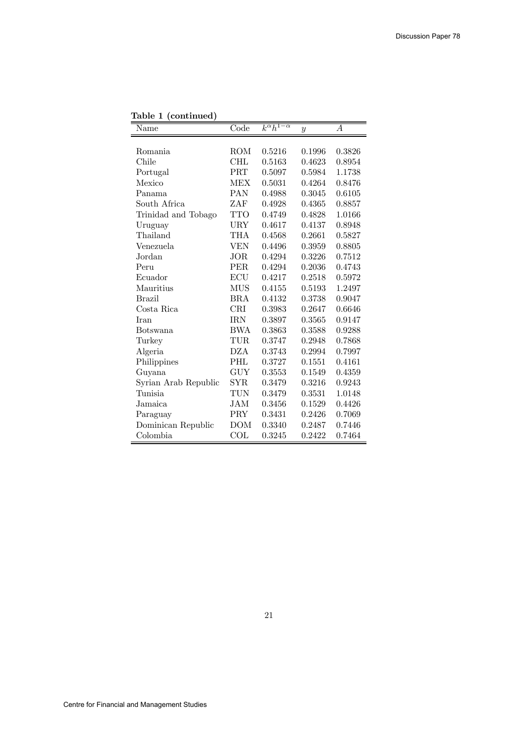**Table 1 (continued)**

| Name | Code | $k^{\alpha}h^{1-\alpha}$ | $y$ | $A$ |
|---|---|---|---|---|
| Romania | ROM | 0.5216 | 0.1996 | 0.3826 |
| Chile | CHL | 0.5163 | 0.4623 | 0.8954 |
| Portugal | PRT | 0.5097 | 0.5984 | 1.1738 |
| Mexico | MEX | 0.5031 | 0.4264 | 0.8476 |
| Panama | PAN | 0.4988 | 0.3045 | 0.6105 |
| South Africa | ZAF | 0.4928 | 0.4365 | 0.8857 |
| Trinidad and Tobago | TTO | 0.4749 | 0.4828 | 1.0166 |
| Uruguay | URY | 0.4617 | 0.4137 | 0.8948 |
| Thailand | THA | 0.4568 | 0.2661 | 0.5827 |
| Venezuela | VEN | 0.4496 | 0.3959 | 0.8805 |
| Jordan | JOR | 0.4294 | 0.3226 | 0.7512 |
| Peru | PER | 0.4294 | 0.2036 | 0.4743 |
| Ecuador | ECU | 0.4217 | 0.2518 | 0.5972 |
| Mauritius | MUS | 0.4155 | 0.5193 | 1.2497 |
| Brazil | BRA | 0.4132 | 0.3738 | 0.9047 |
| Costa Rica | CRI | 0.3983 | 0.2647 | 0.6646 |
| Iran | IRN | 0.3897 | 0.3565 | 0.9147 |
| Botswana | BWA | 0.3863 | 0.3588 | 0.9288 |
| Turkey | TUR | 0.3747 | 0.2948 | 0.7868 |
| Algeria | DZA | 0.3743 | 0.2994 | 0.7997 |
| Philippines | PHL | 0.3727 | 0.1551 | 0.4161 |
| Guyana | GUY | 0.3553 | 0.1549 | 0.4359 |
| Syrian Arab Republic | SYR | 0.3479 | 0.3216 | 0.9243 |
| Tunisia | TUN | 0.3479 | 0.3531 | 1.0148 |
| Jamaica | JAM | 0.3456 | 0.1529 | 0.4426 |
| Paraguay | PRY | 0.3431 | 0.2426 | 0.7069 |
| Dominican Republic | DOM | 0.3340 | 0.2487 | 0.7446 |
| Colombia | COL | 0.3245 | 0.2422 | 0.7464 |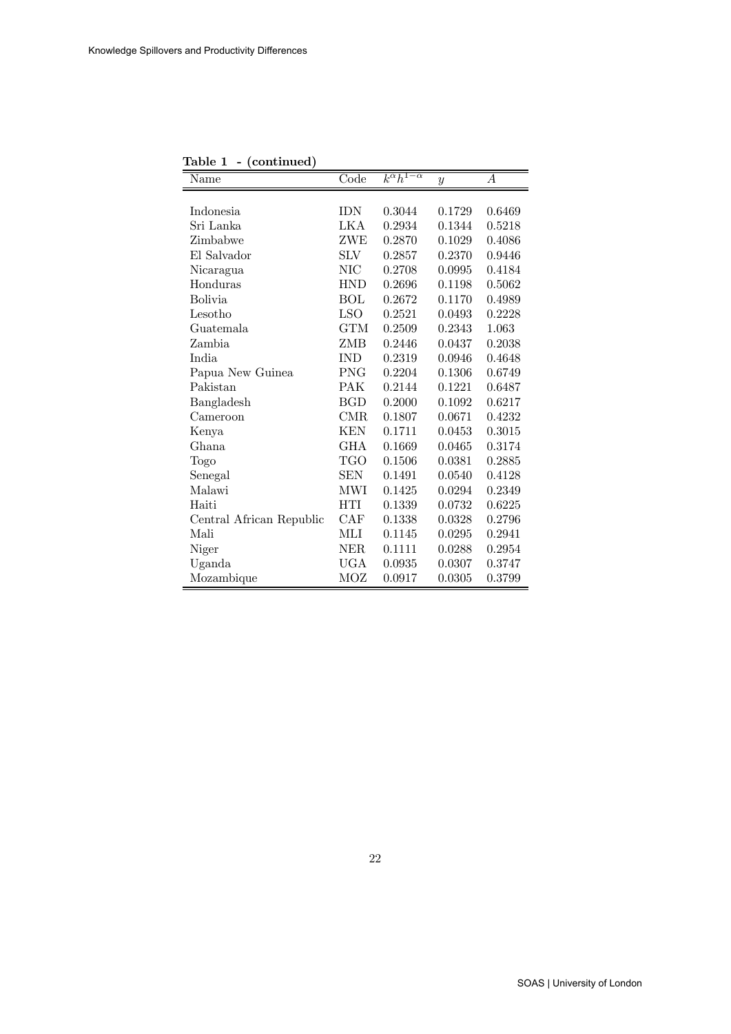**Table 1 - (continued)**

| Name | Code | $k^{\alpha}h^{1-\alpha}$ | $y$ | $A$ |
|---|---|---|---|---|
| Indonesia | IDN | 0.3044 | 0.1729 | 0.6469 |
| Sri Lanka | LKA | 0.2934 | 0.1344 | 0.5218 |
| Zimbabwe | ZWE | 0.2870 | 0.1029 | 0.4086 |
| El Salvador | SLV | 0.2857 | 0.2370 | 0.9446 |
| Nicaragua | NIC | 0.2708 | 0.0995 | 0.4184 |
| Honduras | HND | 0.2696 | 0.1198 | 0.5062 |
| Bolivia | BOL | 0.2672 | 0.1170 | 0.4989 |
| Lesotho | LSO | 0.2521 | 0.0493 | 0.2228 |
| Guatemala | GTM | 0.2509 | 0.2343 | 1.063 |
| Zambia | ZMB | 0.2446 | 0.0437 | 0.2038 |
| India | IND | 0.2319 | 0.0946 | 0.4648 |
| Papua New Guinea | PNG | 0.2204 | 0.1306 | 0.6749 |
| Pakistan | PAK | 0.2144 | 0.1221 | 0.6487 |
| Bangladesh | BGD | 0.2000 | 0.1092 | 0.6217 |
| Cameroon | CMR | 0.1807 | 0.0671 | 0.4232 |
| Kenya | KEN | 0.1711 | 0.0453 | 0.3015 |
| Ghana | GHA | 0.1669 | 0.0465 | 0.3174 |
| Togo | TGO | 0.1506 | 0.0381 | 0.2885 |
| Senegal | SEN | 0.1491 | 0.0540 | 0.4128 |
| Malawi | MWI | 0.1425 | 0.0294 | 0.2349 |
| Haiti | HTI | 0.1339 | 0.0732 | 0.6225 |
| Central African Republic | CAF | 0.1338 | 0.0328 | 0.2796 |
| Mali | MLI | 0.1145 | 0.0295 | 0.2941 |
| Niger | NER | 0.1111 | 0.0288 | 0.2954 |
| Uganda | UGA | 0.0935 | 0.0307 | 0.3747 |
| Mozambique | MOZ | 0.0917 | 0.0305 | 0.3799 |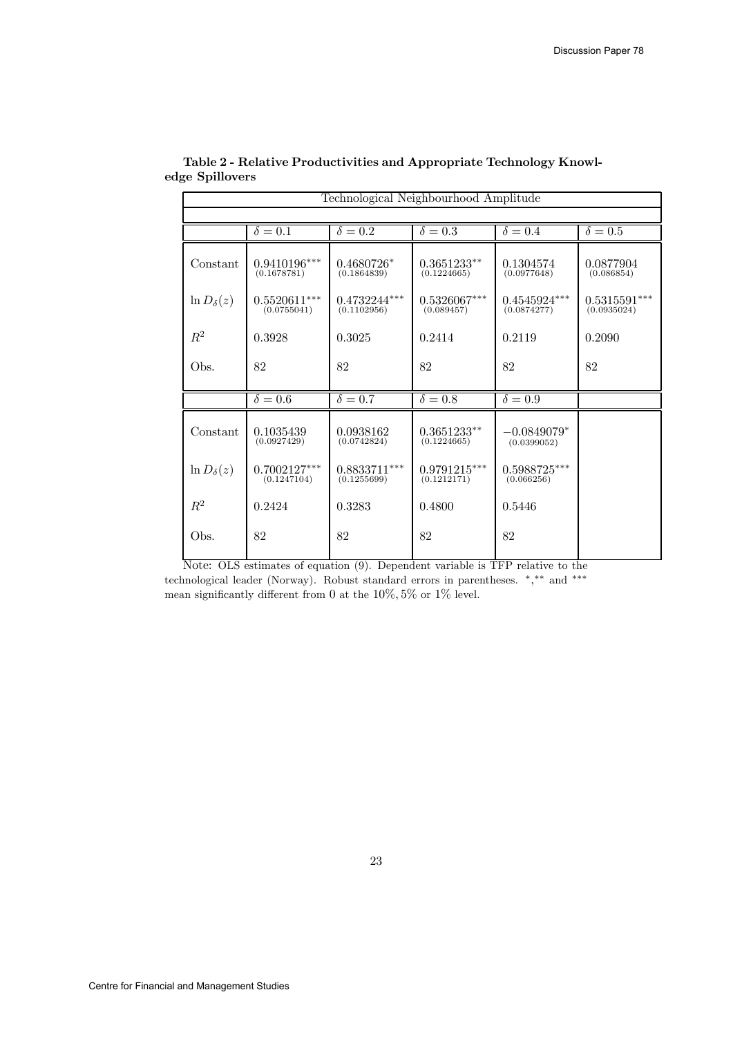**Table 2 - Relative Productivities and Appropriate Technology Knowledge Spillovers**

| Technological Neighbourhood Amplitude | | | | | |
|---|---|---|---|---|---|
| | $\delta = 0.1$ | $\delta = 0.2$ | $\delta = 0.3$ | $\delta = 0.4$ | $\delta = 0.5$ |
| Constant | $0.9410196^{***}$ (0.1678781) | $0.4680726^{*}$ (0.1864839) | $0.3651233^{**}$ (0.1224665) | 0.1304574 (0.0977648) | 0.0877904 (0.086854) |
| $\ln D_\delta(z)$ | $0.5520611^{***}$ (0.0755041) | $0.4732244^{***}$ (0.1102956) | $0.5326067^{***}$ (0.089457) | $0.4545924^{***}$ (0.0874277) | $0.5315591^{***}$ (0.0935024) |
| $R^2$ | 0.3928 | 0.3025 | 0.2414 | 0.2119 | 0.2090 |
| Obs. | 82 | 82 | 82 | 82 | 82 |
| | $\delta = 0.6$ | $\delta = 0.7$ | $\delta = 0.8$ | $\delta = 0.9$ | |
| Constant | 0.1035439 (0.0927429) | 0.0938162 (0.0742824) | $0.3651233^{**}$ (0.1224665) | $-0.0849079^{*}$ (0.0399052) | |
| $\ln D_\delta(z)$ | $0.7002127^{***}$ (0.1247104) | $0.8833711^{***}$ (0.1255699) | $0.9791215^{***}$ (0.1212171) | $0.5988725^{***}$ (0.066256) | |
| $R^2$ | 0.2424 | 0.3283 | 0.4800 | 0.5446 | |
| Obs. | 82 | 82 | 82 | 82 | |

Note: OLS estimates of equation (9). Dependent variable is TFP relative to the technological leader (Norway). Robust standard errors in parentheses. $^{*}$,$^{**}$ and $^{***}$ mean significantly different from 0 at the $10\%, 5\%$ or $1\%$ level.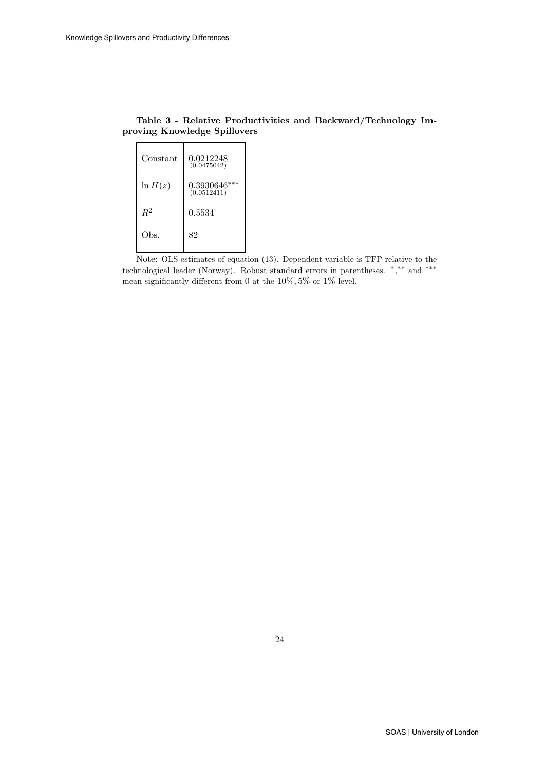**Table 3 - Relative Productivities and Backward/Technology Improving Knowledge Spillovers**

| | |
|---|---|
| Constant | 0.0212248 (0.0475042) |
| $\ln H(z)$ | $0.3930646^{***}$ (0.0512411) |
| $R^2$ | 0.5534 |
| Obs. | 82 |

Note: OLS estimates of equation (13). Dependent variable is TFP relative to the technological leader (Norway). Robust standard errors in parentheses. $^{*}$,$^{**}$ and $^{***}$ mean significantly different from 0 at the $10\%, 5\%$ or $1\%$ level.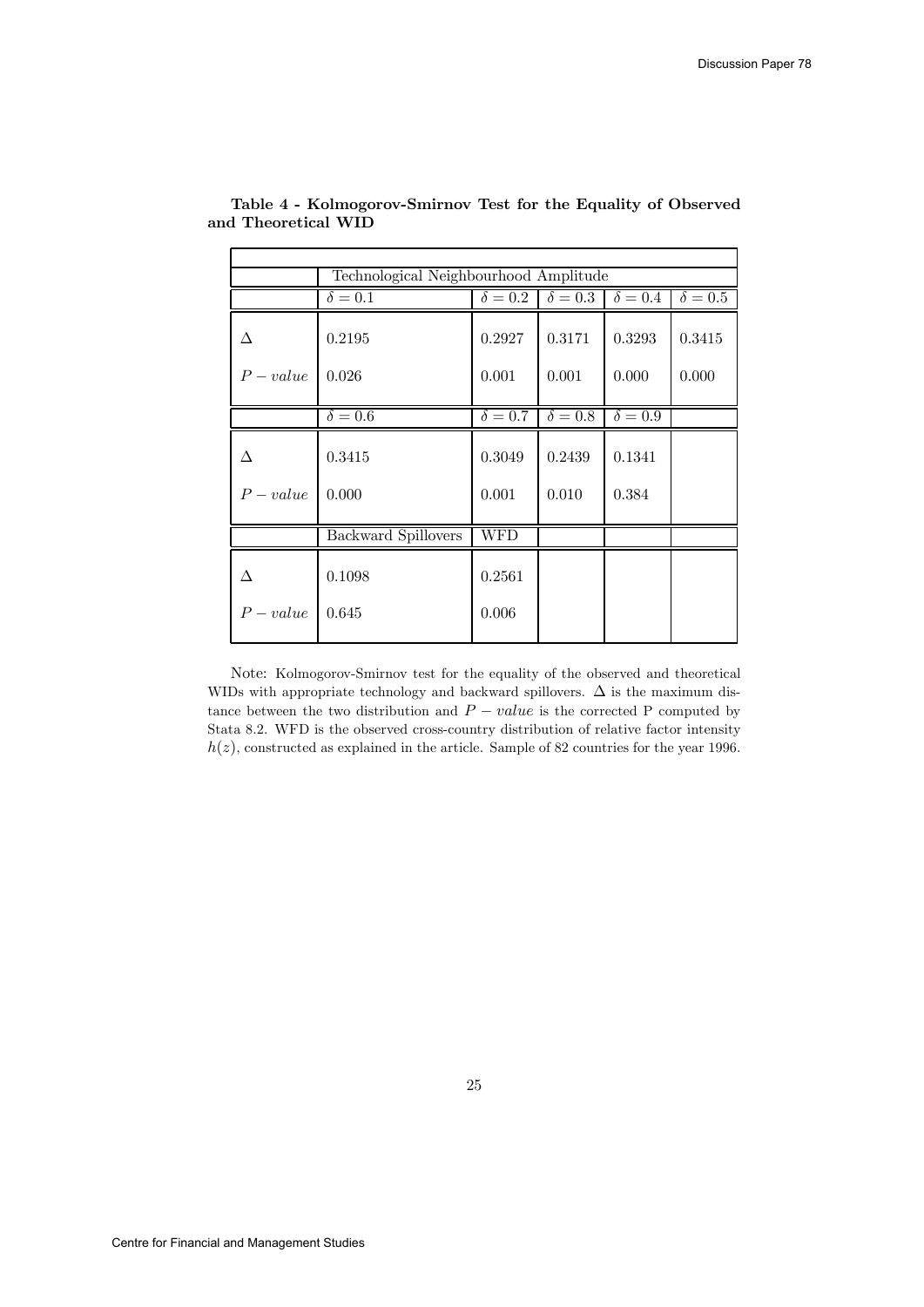**Table 4 - Kolmogorov-Smirnov Test for the Equality of Observed and Theoretical WID**

| | Technological Neighbourhood Amplitude | | | | |
|---|---|---|---|---|---|
| | $\delta = 0.1$ | $\delta = 0.2$ | $\delta = 0.3$ | $\delta = 0.4$ | $\delta = 0.5$ |
| $\Delta$ | 0.2195 | 0.2927 | 0.3171 | 0.3293 | 0.3415 |
| $P - value$ | 0.026 | 0.001 | 0.001 | 0.000 | 0.000 |
| | $\delta = 0.6$ | $\delta = 0.7$ | $\delta = 0.8$ | $\delta = 0.9$ | |
| $\Delta$ | 0.3415 | 0.3049 | 0.2439 | 0.1341 | |
| $P - value$ | 0.000 | 0.001 | 0.010 | 0.384 | |
| | Backward Spillovers | WFD | | | |
| $\Delta$ | 0.1098 | 0.2561 | | | |
| $P - value$ | 0.645 | 0.006 | | | |

Note: Kolmogorov-Smirnov test for the equality of the observed and theoretical WIDs with appropriate technology and backward spillovers. $\Delta$ is the maximum distance between the two distribution and $P - value$ is the corrected P computed by Stata 8.2. WFD is the observed cross-country distribution of relative factor intensity $h(z)$, constructed as explained in the article. Sample of 82 countries for the year 1996.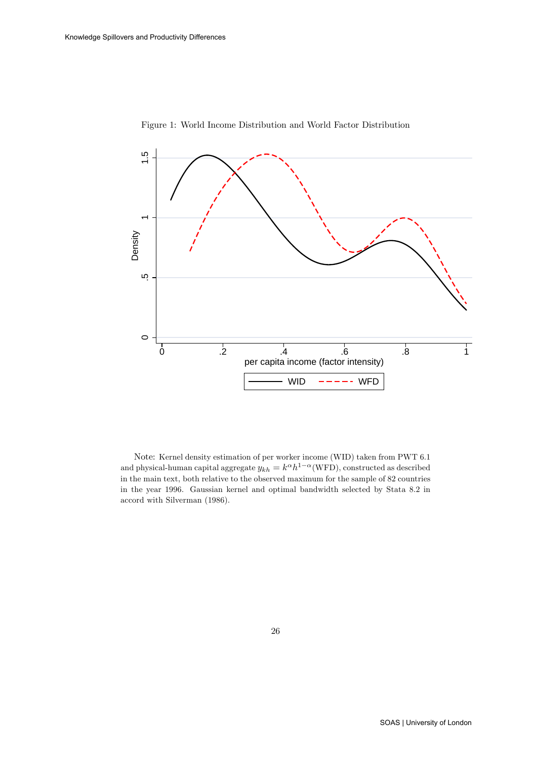Figure 1: World Income Distribution and World Factor Distribution

Note: Kernel density estimation of per worker income (WID) taken from PWT 6.1 and physical-human capital aggregate $y_{kh} = k^{\alpha}h^{1-\alpha}$(WFD), constructed as described in the main text, both relative to the observed maximum for the sample of 82 countries in the year 1996. Gaussian kernel and optimal bandwidth selected by Stata 8.2 in accord with Silverman (1986).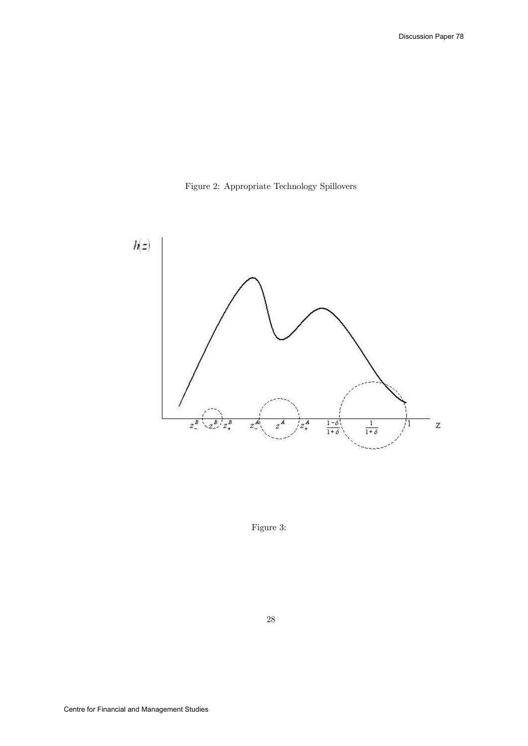Figure 2: Appropriate Technology Spillovers

Figure 3: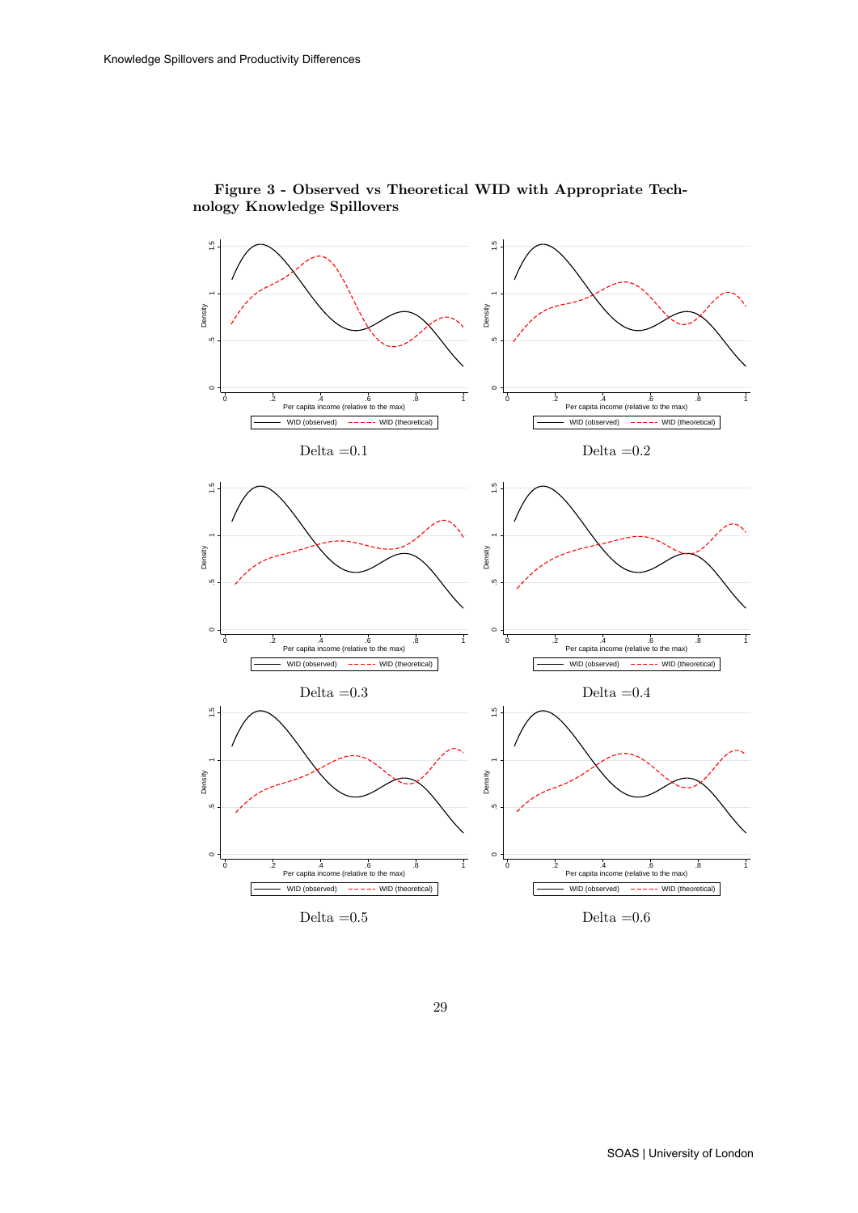**Figure 3 - Observed vs Theoretical WID with Appropriate Technology Knowledge Spillovers**

Delta =0.1

Delta =0.2

Delta =0.3

Delta =0.4

Delta =0.5

Delta =0.6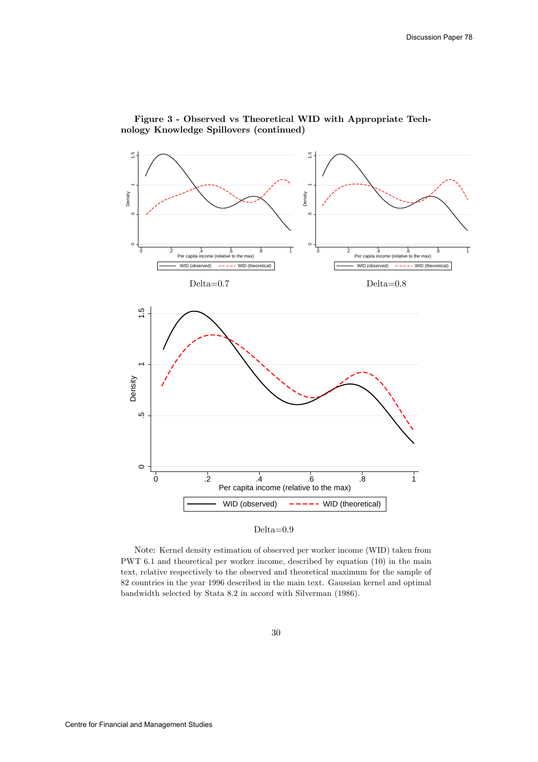**Figure 3 - Observed vs Theoretical WID with Appropriate Technology Knowledge Spillovers (continued)**

Delta=0.7

Delta=0.8

Delta=0.9

Note: Kernel density estimation of observed per worker income (WID) taken from PWT 6.1 and theoretical per worker income, described by equation (10) in the main text, relative respectively to the observed and theoretical maximum for the sample of 82 countries in the year 1996 described in the main text. Gaussian kernel and optimal bandwidth selected by Stata 8.2 in accord with Silverman (1986).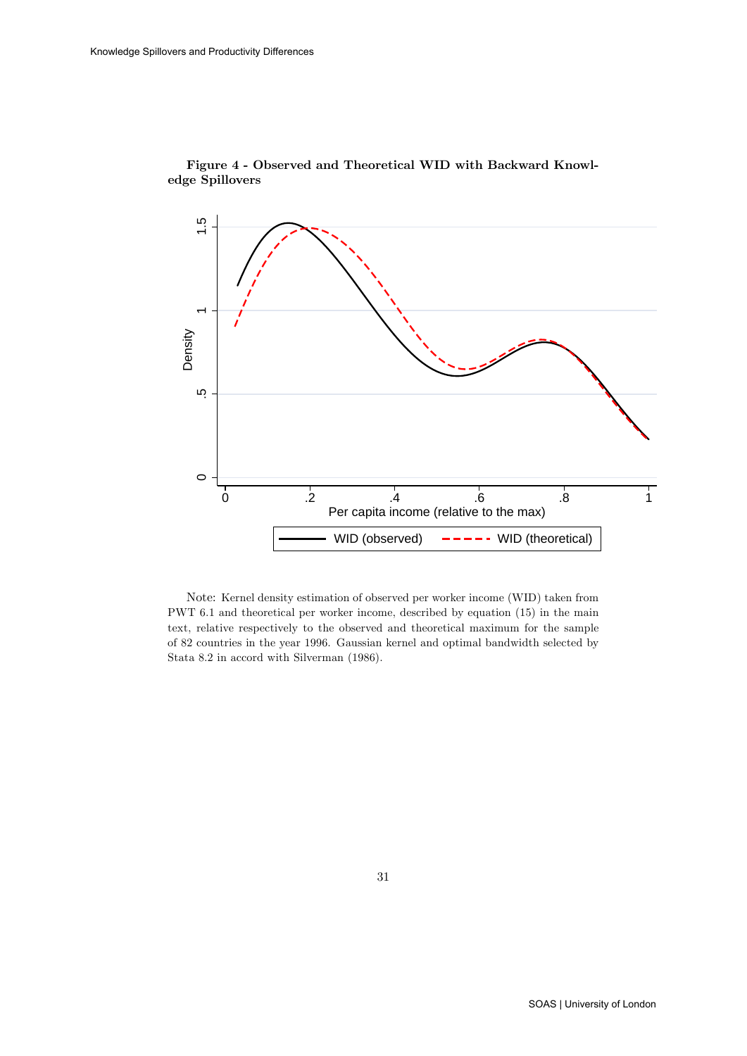**Figure 4 - Observed and Theoretical WID with Backward Knowledge Spillovers**

Density

0
.5
1
1.5

0
.2
.4
.6
.8
1

Per capita income (relative to the max)

WID (observed)
WID (theoretical)

Note: Kernel density estimation of observed per worker income (WID) taken from PWT 6.1 and theoretical per worker income, described by equation (15) in the main text, relative respectively to the observed and theoretical maximum for the sample of 82 countries in the year 1996. Gaussian kernel and optimal bandwidth selected by Stata 8.2 in accord with Silverman (1986).